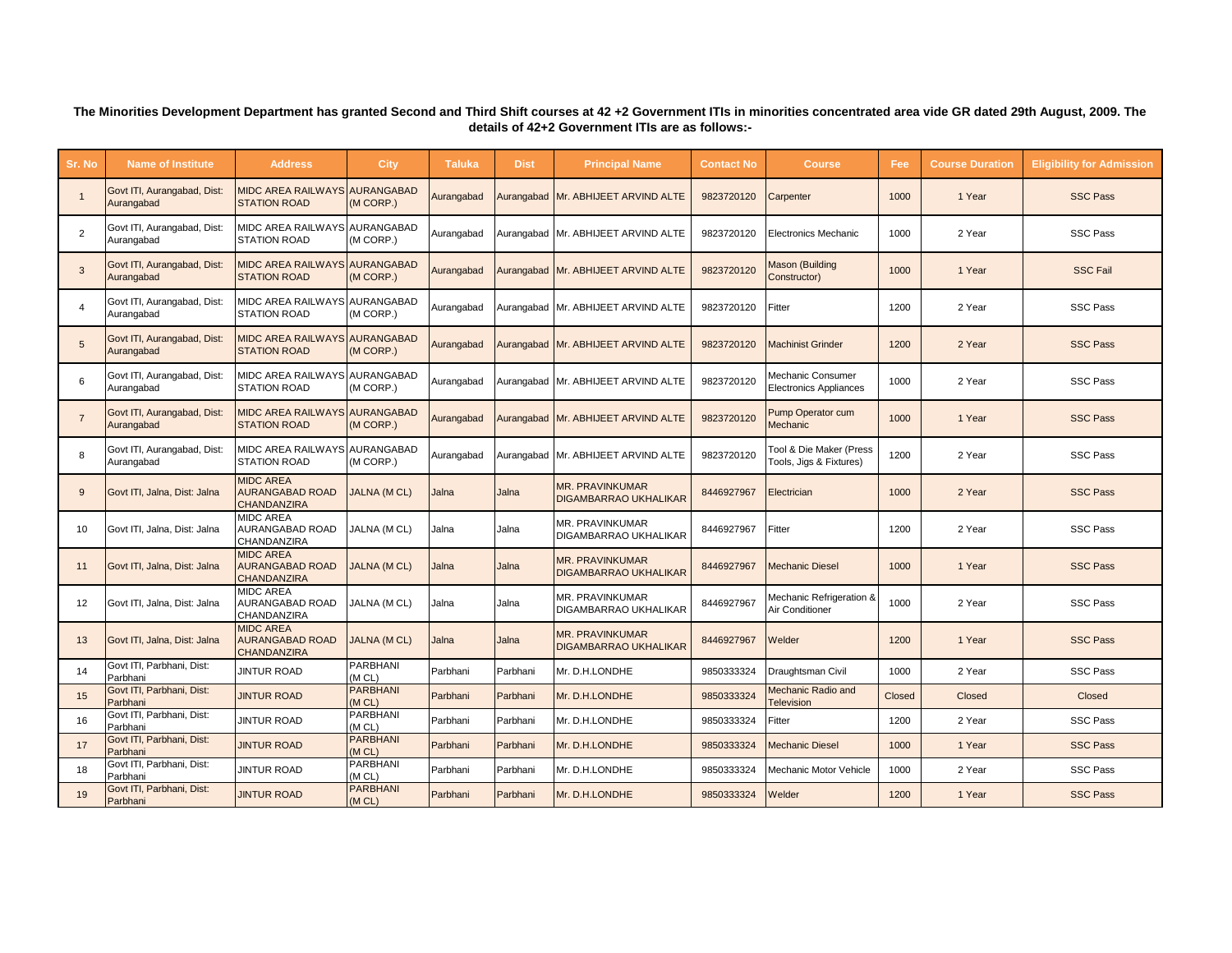**The Minorities Development Department has granted Second and Third Shift courses at 42 +2 Government ITIs in minorities concentrated area vide GR dated 29th August, 2009. The details of 42+2 Government ITIs are as follows:-**

| Sr. No | Name of Institute | Address | City | Taluka | Dist | Principal Name | Contact No | Course | Fee | Course Duration | Eligibility for Admission |
|---|---|---|---|---|---|---|---|---|---|---|---|
| 1 | Govt ITI, Aurangabad, Dist: Aurangabad | MIDC AREA RAILWAYS STATION ROAD | AURANGABAD (M CORP.) | Aurangabad | Aurangabad | Mr. ABHIJEET ARVIND ALTE | 9823720120 | Carpenter | 1000 | 1 Year | SSC Pass |
| 2 | Govt ITI, Aurangabad, Dist: Aurangabad | MIDC AREA RAILWAYS STATION ROAD | AURANGABAD (M CORP.) | Aurangabad | Aurangabad | Mr. ABHIJEET ARVIND ALTE | 9823720120 | Electronics Mechanic | 1000 | 2 Year | SSC Pass |
| 3 | Govt ITI, Aurangabad, Dist: Aurangabad | MIDC AREA RAILWAYS STATION ROAD | AURANGABAD (M CORP.) | Aurangabad | Aurangabad | Mr. ABHIJEET ARVIND ALTE | 9823720120 | Mason (Building Constructor) | 1000 | 1 Year | SSC Fail |
| 4 | Govt ITI, Aurangabad, Dist: Aurangabad | MIDC AREA RAILWAYS STATION ROAD | AURANGABAD (M CORP.) | Aurangabad | Aurangabad | Mr. ABHIJEET ARVIND ALTE | 9823720120 | Fitter | 1200 | 2 Year | SSC Pass |
| 5 | Govt ITI, Aurangabad, Dist: Aurangabad | MIDC AREA RAILWAYS STATION ROAD | AURANGABAD (M CORP.) | Aurangabad | Aurangabad | Mr. ABHIJEET ARVIND ALTE | 9823720120 | Machinist Grinder | 1200 | 2 Year | SSC Pass |
| 6 | Govt ITI, Aurangabad, Dist: Aurangabad | MIDC AREA RAILWAYS STATION ROAD | AURANGABAD (M CORP.) | Aurangabad | Aurangabad | Mr. ABHIJEET ARVIND ALTE | 9823720120 | Mechanic Consumer Electronics Appliances | 1000 | 2 Year | SSC Pass |
| 7 | Govt ITI, Aurangabad, Dist: Aurangabad | MIDC AREA RAILWAYS STATION ROAD | AURANGABAD (M CORP.) | Aurangabad | Aurangabad | Mr. ABHIJEET ARVIND ALTE | 9823720120 | Pump Operator cum Mechanic | 1000 | 1 Year | SSC Pass |
| 8 | Govt ITI, Aurangabad, Dist: Aurangabad | MIDC AREA RAILWAYS STATION ROAD | AURANGABAD (M CORP.) | Aurangabad | Aurangabad | Mr. ABHIJEET ARVIND ALTE | 9823720120 | Tool & Die Maker (Press Tools, Jigs & Fixtures) | 1200 | 2 Year | SSC Pass |
| 9 | Govt ITI, Jalna, Dist: Jalna | MIDC AREA AURANGABAD ROAD CHANDANZIRA | JALNA (M CL) | Jalna | Jalna | MR. PRAVINKUMAR DIGAMBARRAO UKHALIKAR | 8446927967 | Electrician | 1000 | 2 Year | SSC Pass |
| 10 | Govt ITI, Jalna, Dist: Jalna | MIDC AREA AURANGABAD ROAD CHANDANZIRA | JALNA (M CL) | Jalna | Jalna | MR. PRAVINKUMAR DIGAMBARRAO UKHALIKAR | 8446927967 | Fitter | 1200 | 2 Year | SSC Pass |
| 11 | Govt ITI, Jalna, Dist: Jalna | MIDC AREA AURANGABAD ROAD CHANDANZIRA | JALNA (M CL) | Jalna | Jalna | MR. PRAVINKUMAR DIGAMBARRAO UKHALIKAR | 8446927967 | Mechanic Diesel | 1000 | 1 Year | SSC Pass |
| 12 | Govt ITI, Jalna, Dist: Jalna | MIDC AREA AURANGABAD ROAD CHANDANZIRA | JALNA (M CL) | Jalna | Jalna | MR. PRAVINKUMAR DIGAMBARRAO UKHALIKAR | 8446927967 | Mechanic Refrigeration & Air Conditioner | 1000 | 2 Year | SSC Pass |
| 13 | Govt ITI, Jalna, Dist: Jalna | MIDC AREA AURANGABAD ROAD CHANDANZIRA | JALNA (M CL) | Jalna | Jalna | MR. PRAVINKUMAR DIGAMBARRAO UKHALIKAR | 8446927967 | Welder | 1200 | 1 Year | SSC Pass |
| 14 | Govt ITI, Parbhani, Dist: Parbhani | JINTUR ROAD | PARBHANI (M CL) | Parbhani | Parbhani | Mr. D.H.LONDHE | 9850333324 | Draughtsman Civil | 1000 | 2 Year | SSC Pass |
| 15 | Govt ITI, Parbhani, Dist: Parbhani | JINTUR ROAD | PARBHANI (M CL) | Parbhani | Parbhani | Mr. D.H.LONDHE | 9850333324 | Mechanic Radio and Television | Closed | Closed | Closed |
| 16 | Govt ITI, Parbhani, Dist: Parbhani | JINTUR ROAD | PARBHANI (M CL) | Parbhani | Parbhani | Mr. D.H.LONDHE | 9850333324 | Fitter | 1200 | 2 Year | SSC Pass |
| 17 | Govt ITI, Parbhani, Dist: Parbhani | JINTUR ROAD | PARBHANI (M CL) | Parbhani | Parbhani | Mr. D.H.LONDHE | 9850333324 | Mechanic Diesel | 1000 | 1 Year | SSC Pass |
| 18 | Govt ITI, Parbhani, Dist: Parbhani | JINTUR ROAD | PARBHANI (M CL) | Parbhani | Parbhani | Mr. D.H.LONDHE | 9850333324 | Mechanic Motor Vehicle | 1000 | 2 Year | SSC Pass |
| 19 | Govt ITI, Parbhani, Dist: Parbhani | JINTUR ROAD | PARBHANI (M CL) | Parbhani | Parbhani | Mr. D.H.LONDHE | 9850333324 | Welder | 1200 | 1 Year | SSC Pass |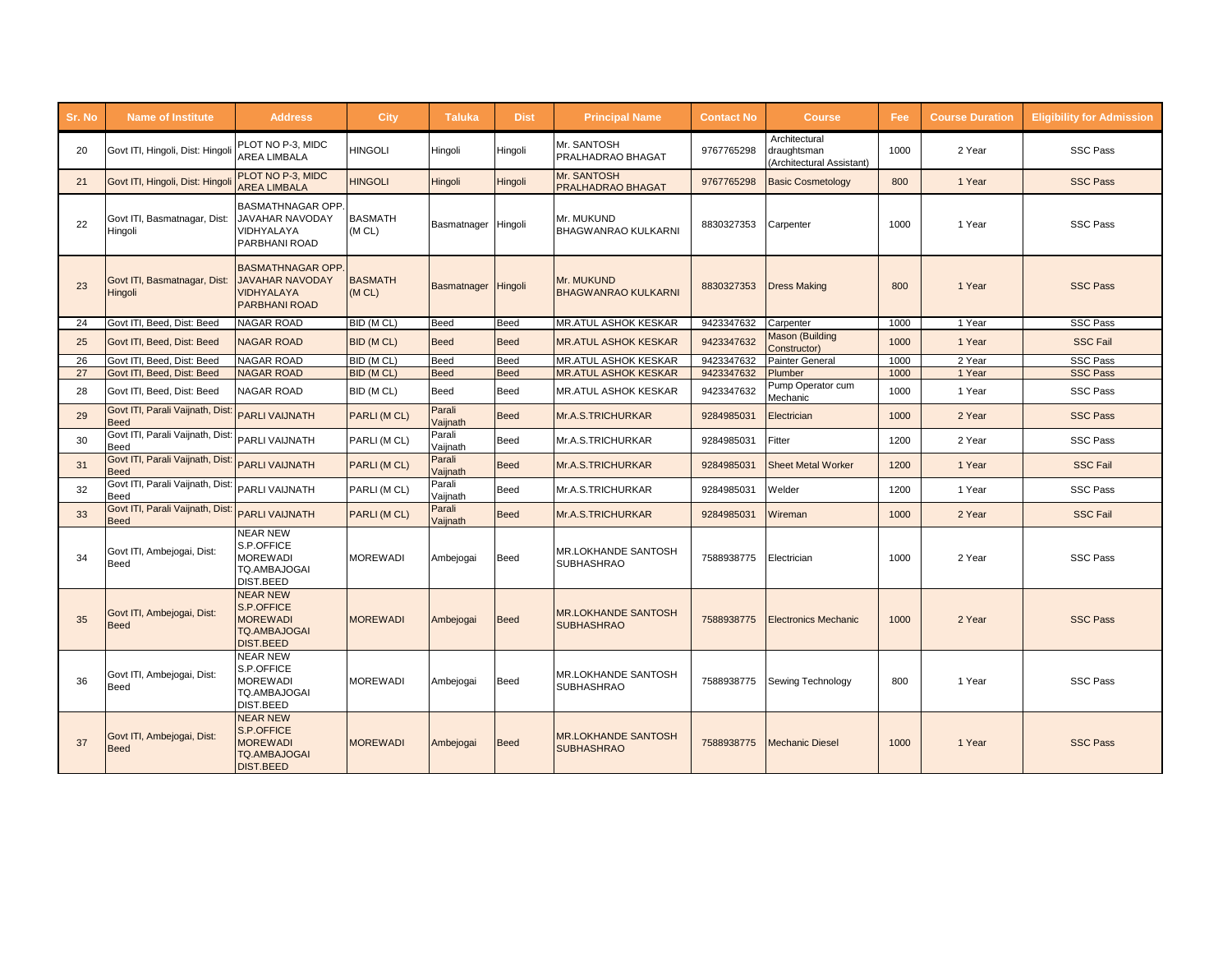| Sr. No | Name of Institute | Address | City | Taluka | Dist | Principal Name | Contact No | Course | Fee | Course Duration | Eligibility for Admission |
|---|---|---|---|---|---|---|---|---|---|---|---|
| 20 | Govt ITI, Hingoli, Dist: Hingoli | PLOT NO P-3, MIDC AREA LIMBALA | HINGOLI | Hingoli | Hingoli | Mr. SANTOSH PRALHADRAO BHAGAT | 9767765298 | Architectural draughtsman (Architectural Assistant) | 1000 | 2 Year | SSC Pass |
| 21 | Govt ITI, Hingoli, Dist: Hingoli | PLOT NO P-3, MIDC AREA LIMBALA | HINGOLI | Hingoli | Hingoli | Mr. SANTOSH PRALHADRAO BHAGAT | 9767765298 | Basic Cosmetology | 800 | 1 Year | SSC Pass |
| 22 | Govt ITI, Basmatnagar, Dist: Hingoli | BASMATHNAGAR OPP. JAVAHAR NAVODAY VIDHYALAYA PARBHANI ROAD | BASMATH (M CL) | Basmatnager | Hingoli | Mr. MUKUND BHAGWANRAO KULKARNI | 8830327353 | Carpenter | 1000 | 1 Year | SSC Pass |
| 23 | Govt ITI, Basmatnagar, Dist: Hingoli | BASMATHNAGAR OPP. JAVAHAR NAVODAY VIDHYALAYA PARBHANI ROAD | BASMATH (M CL) | Basmatnager | Hingoli | Mr. MUKUND BHAGWANRAO KULKARNI | 8830327353 | Dress Making | 800 | 1 Year | SSC Pass |
| 24 | Govt ITI, Beed, Dist: Beed | NAGAR ROAD | BID (M CL) | Beed | Beed | MR.ATUL ASHOK KESKAR | 9423347632 | Carpenter | 1000 | 1 Year | SSC Pass |
| 25 | Govt ITI, Beed, Dist: Beed | NAGAR ROAD | BID (M CL) | Beed | Beed | MR.ATUL ASHOK KESKAR | 9423347632 | Mason (Building Constructor) | 1000 | 1 Year | SSC Fail |
| 26 | Govt ITI, Beed, Dist: Beed | NAGAR ROAD | BID (M CL) | Beed | Beed | MR.ATUL ASHOK KESKAR | 9423347632 | Painter General | 1000 | 2 Year | SSC Pass |
| 27 | Govt ITI, Beed, Dist: Beed | NAGAR ROAD | BID (M CL) | Beed | Beed | MR.ATUL ASHOK KESKAR | 9423347632 | Plumber | 1000 | 1 Year | SSC Pass |
| 28 | Govt ITI, Beed, Dist: Beed | NAGAR ROAD | BID (M CL) | Beed | Beed | MR.ATUL ASHOK KESKAR | 9423347632 | Pump Operator cum Mechanic | 1000 | 1 Year | SSC Pass |
| 29 | Govt ITI, Parali Vaijnath, Dist: Beed | PARLI VAIJNATH | PARLI (M CL) | Parali Vaijnath | Beed | Mr.A.S.TRICHURKAR | 9284985031 | Electrician | 1000 | 2 Year | SSC Pass |
| 30 | Govt ITI, Parali Vaijnath, Dist: Beed | PARLI VAIJNATH | PARLI (M CL) | Parali Vaijnath | Beed | Mr.A.S.TRICHURKAR | 9284985031 | Fitter | 1200 | 2 Year | SSC Pass |
| 31 | Govt ITI, Parali Vaijnath, Dist: Beed | PARLI VAIJNATH | PARLI (M CL) | Parali Vaijnath | Beed | Mr.A.S.TRICHURKAR | 9284985031 | Sheet Metal Worker | 1200 | 1 Year | SSC Fail |
| 32 | Govt ITI, Parali Vaijnath, Dist: Beed | PARLI VAIJNATH | PARLI (M CL) | Parali Vaijnath | Beed | Mr.A.S.TRICHURKAR | 9284985031 | Welder | 1200 | 1 Year | SSC Pass |
| 33 | Govt ITI, Parali Vaijnath, Dist: Beed | PARLI VAIJNATH | PARLI (M CL) | Parali Vaijnath | Beed | Mr.A.S.TRICHURKAR | 9284985031 | Wireman | 1000 | 2 Year | SSC Fail |
| 34 | Govt ITI, Ambejogai, Dist: Beed | NEAR NEW S.P.OFFICE MOREWADI TQ.AMBAJOGAI DIST.BEED | MOREWADI | Ambejogai | Beed | MR.LOKHANDE SANTOSH SUBHASHRAO | 7588938775 | Electrician | 1000 | 2 Year | SSC Pass |
| 35 | Govt ITI, Ambejogai, Dist: Beed | NEAR NEW S.P.OFFICE MOREWADI TQ.AMBAJOGAI DIST.BEED | MOREWADI | Ambejogai | Beed | MR.LOKHANDE SANTOSH SUBHASHRAO | 7588938775 | Electronics Mechanic | 1000 | 2 Year | SSC Pass |
| 36 | Govt ITI, Ambejogai, Dist: Beed | NEAR NEW S.P.OFFICE MOREWADI TQ.AMBAJOGAI DIST.BEED | MOREWADI | Ambejogai | Beed | MR.LOKHANDE SANTOSH SUBHASHRAO | 7588938775 | Sewing Technology | 800 | 1 Year | SSC Pass |
| 37 | Govt ITI, Ambejogai, Dist: Beed | NEAR NEW S.P.OFFICE MOREWADI TQ.AMBAJOGAI DIST.BEED | MOREWADI | Ambejogai | Beed | MR.LOKHANDE SANTOSH SUBHASHRAO | 7588938775 | Mechanic Diesel | 1000 | 1 Year | SSC Pass |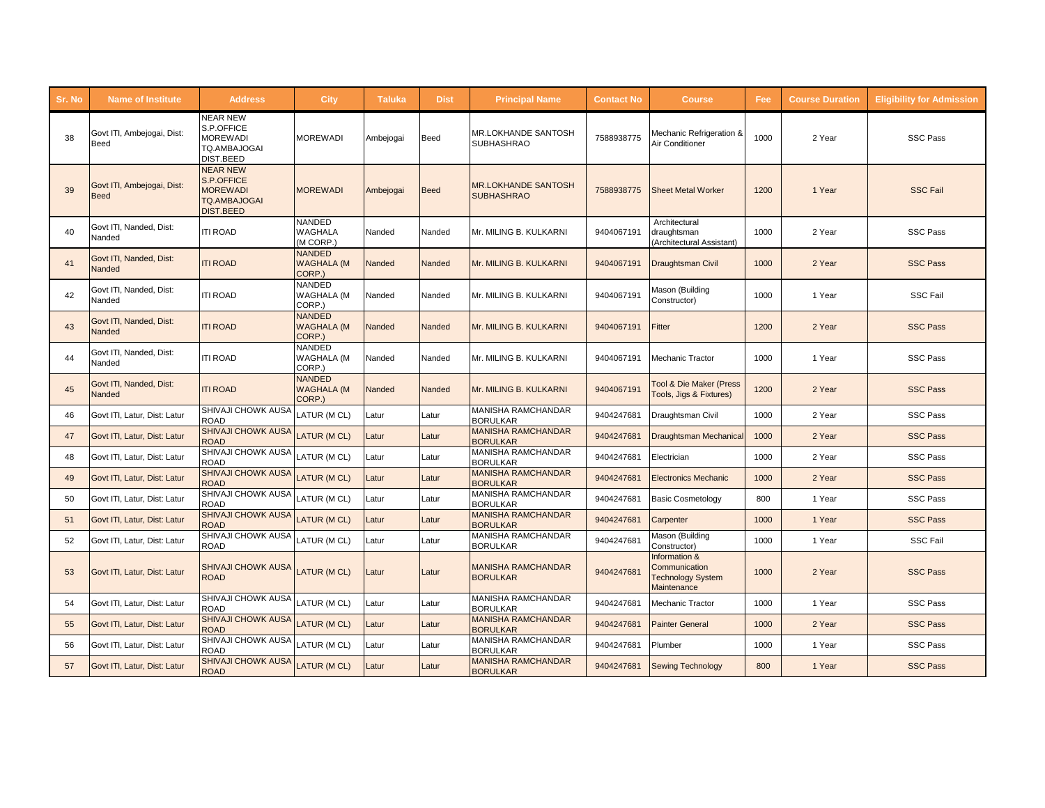| Sr. No | Name of Institute | Address | City | Taluka | Dist | Principal Name | Contact No | Course | Fee | Course Duration | Eligibility for Admission |
|---|---|---|---|---|---|---|---|---|---|---|---|
| 38 | Govt ITI, Ambejogai, Dist: Beed | NEAR NEW S.P.OFFICE MOREWADI TQ.AMBAJOGAI DIST.BEED | MOREWADI | Ambejogai | Beed | MR.LOKHANDE SANTOSH SUBHASHRAO | 7588938775 | Mechanic Refrigeration & Air Conditioner | 1000 | 2 Year | SSC Pass |
| 39 | Govt ITI, Ambejogai, Dist: Beed | NEAR NEW S.P.OFFICE MOREWADI TQ.AMBAJOGAI DIST.BEED | MOREWADI | Ambejogai | Beed | MR.LOKHANDE SANTOSH SUBHASHRAO | 7588938775 | Sheet Metal Worker | 1200 | 1 Year | SSC Fail |
| 40 | Govt ITI, Nanded, Dist: Nanded | ITI ROAD | NANDED WAGHALA (M CORP.) | Nanded | Nanded | Mr. MILING B. KULKARNI | 9404067191 | Architectural draughtsman (Architectural Assistant) | 1000 | 2 Year | SSC Pass |
| 41 | Govt ITI, Nanded, Dist: Nanded | ITI ROAD | NANDED WAGHALA (M CORP.) | Nanded | Nanded | Mr. MILING B. KULKARNI | 9404067191 | Draughtsman Civil | 1000 | 2 Year | SSC Pass |
| 42 | Govt ITI, Nanded, Dist: Nanded | ITI ROAD | NANDED WAGHALA (M CORP.) | Nanded | Nanded | Mr. MILING B. KULKARNI | 9404067191 | Mason (Building Constructor) | 1000 | 1 Year | SSC Fail |
| 43 | Govt ITI, Nanded, Dist: Nanded | ITI ROAD | NANDED WAGHALA (M CORP.) | Nanded | Nanded | Mr. MILING B. KULKARNI | 9404067191 | Fitter | 1200 | 2 Year | SSC Pass |
| 44 | Govt ITI, Nanded, Dist: Nanded | ITI ROAD | NANDED WAGHALA (M CORP.) | Nanded | Nanded | Mr. MILING B. KULKARNI | 9404067191 | Mechanic Tractor | 1000 | 1 Year | SSC Pass |
| 45 | Govt ITI, Nanded, Dist: Nanded | ITI ROAD | NANDED WAGHALA (M CORP.) | Nanded | Nanded | Mr. MILING B. KULKARNI | 9404067191 | Tool & Die Maker (Press Tools, Jigs & Fixtures) | 1200 | 2 Year | SSC Pass |
| 46 | Govt ITI, Latur, Dist: Latur | SHIVAJI CHOWK AUSA ROAD | LATUR (M CL) | Latur | Latur | MANISHA RAMCHANDAR BORULKAR | 9404247681 | Draughtsman Civil | 1000 | 2 Year | SSC Pass |
| 47 | Govt ITI, Latur, Dist: Latur | SHIVAJI CHOWK AUSA ROAD | LATUR (M CL) | Latur | Latur | MANISHA RAMCHANDAR BORULKAR | 9404247681 | Draughtsman Mechanical | 1000 | 2 Year | SSC Pass |
| 48 | Govt ITI, Latur, Dist: Latur | SHIVAJI CHOWK AUSA ROAD | LATUR (M CL) | Latur | Latur | MANISHA RAMCHANDAR BORULKAR | 9404247681 | Electrician | 1000 | 2 Year | SSC Pass |
| 49 | Govt ITI, Latur, Dist: Latur | SHIVAJI CHOWK AUSA ROAD | LATUR (M CL) | Latur | Latur | MANISHA RAMCHANDAR BORULKAR | 9404247681 | Electronics Mechanic | 1000 | 2 Year | SSC Pass |
| 50 | Govt ITI, Latur, Dist: Latur | SHIVAJI CHOWK AUSA ROAD | LATUR (M CL) | Latur | Latur | MANISHA RAMCHANDAR BORULKAR | 9404247681 | Basic Cosmetology | 800 | 1 Year | SSC Pass |
| 51 | Govt ITI, Latur, Dist: Latur | SHIVAJI CHOWK AUSA ROAD | LATUR (M CL) | Latur | Latur | MANISHA RAMCHANDAR BORULKAR | 9404247681 | Carpenter | 1000 | 1 Year | SSC Pass |
| 52 | Govt ITI, Latur, Dist: Latur | SHIVAJI CHOWK AUSA ROAD | LATUR (M CL) | Latur | Latur | MANISHA RAMCHANDAR BORULKAR | 9404247681 | Mason (Building Constructor) | 1000 | 1 Year | SSC Fail |
| 53 | Govt ITI, Latur, Dist: Latur | SHIVAJI CHOWK AUSA ROAD | LATUR (M CL) | Latur | Latur | MANISHA RAMCHANDAR BORULKAR | 9404247681 | Information & Communication Technology System Maintenance | 1000 | 2 Year | SSC Pass |
| 54 | Govt ITI, Latur, Dist: Latur | SHIVAJI CHOWK AUSA ROAD | LATUR (M CL) | Latur | Latur | MANISHA RAMCHANDAR BORULKAR | 9404247681 | Mechanic Tractor | 1000 | 1 Year | SSC Pass |
| 55 | Govt ITI, Latur, Dist: Latur | SHIVAJI CHOWK AUSA ROAD | LATUR (M CL) | Latur | Latur | MANISHA RAMCHANDAR BORULKAR | 9404247681 | Painter General | 1000 | 2 Year | SSC Pass |
| 56 | Govt ITI, Latur, Dist: Latur | SHIVAJI CHOWK AUSA ROAD | LATUR (M CL) | Latur | Latur | MANISHA RAMCHANDAR BORULKAR | 9404247681 | Plumber | 1000 | 1 Year | SSC Pass |
| 57 | Govt ITI, Latur, Dist: Latur | SHIVAJI CHOWK AUSA ROAD | LATUR (M CL) | Latur | Latur | MANISHA RAMCHANDAR BORULKAR | 9404247681 | Sewing Technology | 800 | 1 Year | SSC Pass |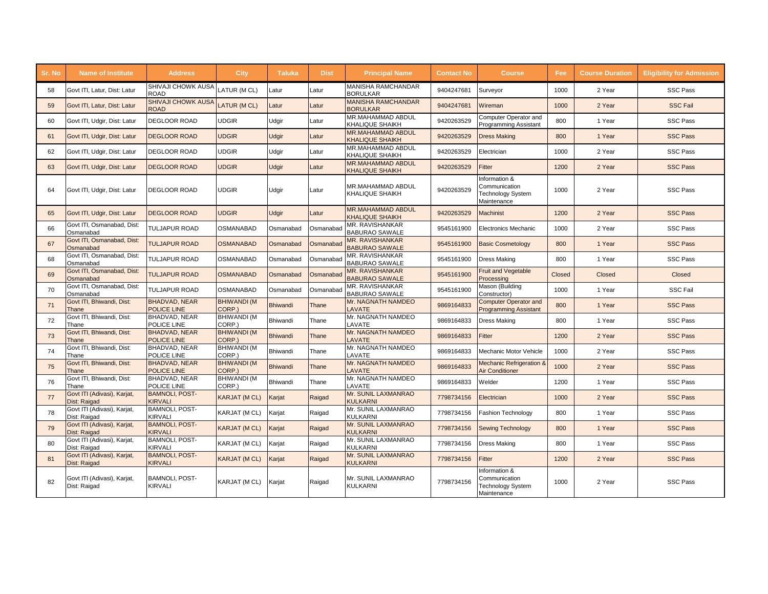| Sr. No | Name of Institute | Address | City | Taluka | Dist | Principal Name | Contact No | Course | Fee | Course Duration | Eligibility for Admission |
|---|---|---|---|---|---|---|---|---|---|---|---|
| 58 | Govt ITI, Latur, Dist: Latur | SHIVAJI CHOWK AUSA ROAD | LATUR (M CL) | Latur | Latur | MANISHA RAMCHANDAR BORULKAR | 9404247681 | Surveyor | 1000 | 2 Year | SSC Pass |
| 59 | Govt ITI, Latur, Dist: Latur | SHIVAJI CHOWK AUSA ROAD | LATUR (M CL) | Latur | Latur | MANISHA RAMCHANDAR BORULKAR | 9404247681 | Wireman | 1000 | 2 Year | SSC Fail |
| 60 | Govt ITI, Udgir, Dist: Latur | DEGLOOR ROAD | UDGIR | Udgir | Latur | MR.MAHAMMAD ABDUL KHALIQUE SHAIKH | 9420263529 | Computer Operator and Programming Assistant | 800 | 1 Year | SSC Pass |
| 61 | Govt ITI, Udgir, Dist: Latur | DEGLOOR ROAD | UDGIR | Udgir | Latur | MR.MAHAMMAD ABDUL KHALIQUE SHAIKH | 9420263529 | Dress Making | 800 | 1 Year | SSC Pass |
| 62 | Govt ITI, Udgir, Dist: Latur | DEGLOOR ROAD | UDGIR | Udgir | Latur | MR.MAHAMMAD ABDUL KHALIQUE SHAIKH | 9420263529 | Electrician | 1000 | 2 Year | SSC Pass |
| 63 | Govt ITI, Udgir, Dist: Latur | DEGLOOR ROAD | UDGIR | Udgir | Latur | MR.MAHAMMAD ABDUL KHALIQUE SHAIKH | 9420263529 | Fitter | 1200 | 2 Year | SSC Pass |
| 64 | Govt ITI, Udgir, Dist: Latur | DEGLOOR ROAD | UDGIR | Udgir | Latur | MR.MAHAMMAD ABDUL KHALIQUE SHAIKH | 9420263529 | Information & Communication Technology System Maintenance | 1000 | 2 Year | SSC Pass |
| 65 | Govt ITI, Udgir, Dist: Latur | DEGLOOR ROAD | UDGIR | Udgir | Latur | MR.MAHAMMAD ABDUL KHALIQUE SHAIKH | 9420263529 | Machinist | 1200 | 2 Year | SSC Pass |
| 66 | Govt ITI, Osmanabad, Dist: Osmanabad | TULJAPUR ROAD | OSMANABAD | Osmanabad | Osmanabad | MR. RAVISHANKAR BABURAO SAWALE | 9545161900 | Electronics Mechanic | 1000 | 2 Year | SSC Pass |
| 67 | Govt ITI, Osmanabad, Dist: Osmanabad | TULJAPUR ROAD | OSMANABAD | Osmanabad | Osmanabad | MR. RAVISHANKAR BABURAO SAWALE | 9545161900 | Basic Cosmetology | 800 | 1 Year | SSC Pass |
| 68 | Govt ITI, Osmanabad, Dist: Osmanabad | TULJAPUR ROAD | OSMANABAD | Osmanabad | Osmanabad | MR. RAVISHANKAR BABURAO SAWALE | 9545161900 | Dress Making | 800 | 1 Year | SSC Pass |
| 69 | Govt ITI, Osmanabad, Dist: Osmanabad | TULJAPUR ROAD | OSMANABAD | Osmanabad | Osmanabad | MR. RAVISHANKAR BABURAO SAWALE | 9545161900 | Fruit and Vegetable Processing | Closed | Closed | Closed |
| 70 | Govt ITI, Osmanabad, Dist: Osmanabad | TULJAPUR ROAD | OSMANABAD | Osmanabad | Osmanabad | MR. RAVISHANKAR BABURAO SAWALE | 9545161900 | Mason (Building Constructor) | 1000 | 1 Year | SSC Fail |
| 71 | Govt ITI, Bhiwandi, Dist: Thane | BHADVAD, NEAR POLICE LINE | BHIWANDI (M CORP.) | Bhiwandi | Thane | Mr. NAGNATH NAMDEO LAVATE | 9869164833 | Computer Operator and Programming Assistant | 800 | 1 Year | SSC Pass |
| 72 | Govt ITI, Bhiwandi, Dist: Thane | BHADVAD, NEAR POLICE LINE | BHIWANDI (M CORP.) | Bhiwandi | Thane | Mr. NAGNATH NAMDEO LAVATE | 9869164833 | Dress Making | 800 | 1 Year | SSC Pass |
| 73 | Govt ITI, Bhiwandi, Dist: Thane | BHADVAD, NEAR POLICE LINE | BHIWANDI (M CORP.) | Bhiwandi | Thane | Mr. NAGNATH NAMDEO LAVATE | 9869164833 | Fitter | 1200 | 2 Year | SSC Pass |
| 74 | Govt ITI, Bhiwandi, Dist: Thane | BHADVAD, NEAR POLICE LINE | BHIWANDI (M CORP.) | Bhiwandi | Thane | Mr. NAGNATH NAMDEO LAVATE | 9869164833 | Mechanic Motor Vehicle | 1000 | 2 Year | SSC Pass |
| 75 | Govt ITI, Bhiwandi, Dist: Thane | BHADVAD, NEAR POLICE LINE | BHIWANDI (M CORP.) | Bhiwandi | Thane | Mr. NAGNATH NAMDEO LAVATE | 9869164833 | Mechanic Refrigeration & Air Conditioner | 1000 | 2 Year | SSC Pass |
| 76 | Govt ITI, Bhiwandi, Dist: Thane | BHADVAD, NEAR POLICE LINE | BHIWANDI (M CORP.) | Bhiwandi | Thane | Mr. NAGNATH NAMDEO LAVATE | 9869164833 | Welder | 1200 | 1 Year | SSC Pass |
| 77 | Govt ITI (Adivasi), Karjat, Dist: Raigad | BAMNOLI, POST-KIRVALI | KARJAT (M CL) | Karjat | Raigad | Mr. SUNIL LAXMANRAO KULKARNI | 7798734156 | Electrician | 1000 | 2 Year | SSC Pass |
| 78 | Govt ITI (Adivasi), Karjat, Dist: Raigad | BAMNOLI, POST-KIRVALI | KARJAT (M CL) | Karjat | Raigad | Mr. SUNIL LAXMANRAO KULKARNI | 7798734156 | Fashion Technology | 800 | 1 Year | SSC Pass |
| 79 | Govt ITI (Adivasi), Karjat, Dist: Raigad | BAMNOLI, POST-KIRVALI | KARJAT (M CL) | Karjat | Raigad | Mr. SUNIL LAXMANRAO KULKARNI | 7798734156 | Sewing Technology | 800 | 1 Year | SSC Pass |
| 80 | Govt ITI (Adivasi), Karjat, Dist: Raigad | BAMNOLI, POST-KIRVALI | KARJAT (M CL) | Karjat | Raigad | Mr. SUNIL LAXMANRAO KULKARNI | 7798734156 | Dress Making | 800 | 1 Year | SSC Pass |
| 81 | Govt ITI (Adivasi), Karjat, Dist: Raigad | BAMNOLI, POST-KIRVALI | KARJAT (M CL) | Karjat | Raigad | Mr. SUNIL LAXMANRAO KULKARNI | 7798734156 | Fitter | 1200 | 2 Year | SSC Pass |
| 82 | Govt ITI (Adivasi), Karjat, Dist: Raigad | BAMNOLI, POST-KIRVALI | KARJAT (M CL) | Karjat | Raigad | Mr. SUNIL LAXMANRAO KULKARNI | 7798734156 | Information & Communication Technology System Maintenance | 1000 | 2 Year | SSC Pass |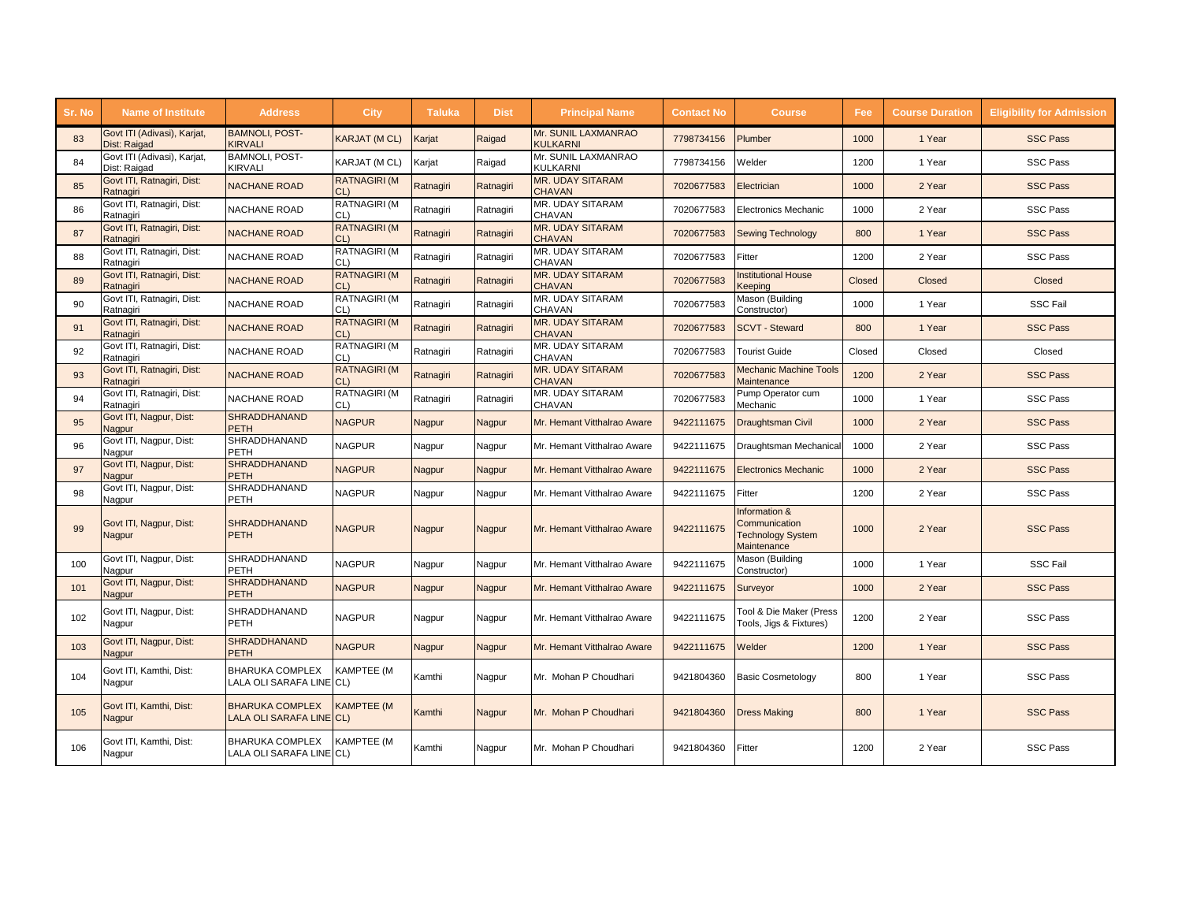| Sr. No | Name of Institute | Address | City | Taluka | Dist | Principal Name | Contact No | Course | Fee | Course Duration | Eligibility for Admission |
|---|---|---|---|---|---|---|---|---|---|---|---|
| 83 | Govt ITI (Adivasi), Karjat, Dist: Raigad | BAMNOLI, POST-KIRVALI | KARJAT (M CL) | Karjat | Raigad | Mr. SUNIL LAXMANRAO KULKARNI | 7798734156 | Plumber | 1000 | 1 Year | SSC Pass |
| 84 | Govt ITI (Adivasi), Karjat, Dist: Raigad | BAMNOLI, POST-KIRVALI | KARJAT (M CL) | Karjat | Raigad | Mr. SUNIL LAXMANRAO KULKARNI | 7798734156 | Welder | 1200 | 1 Year | SSC Pass |
| 85 | Govt ITI, Ratnagiri, Dist: Ratnagiri | NACHANE ROAD | RATNAGIRI (M CL) | Ratnagiri | Ratnagiri | MR. UDAY SITARAM CHAVAN | 7020677583 | Electrician | 1000 | 2 Year | SSC Pass |
| 86 | Govt ITI, Ratnagiri, Dist: Ratnagiri | NACHANE ROAD | RATNAGIRI (M CL) | Ratnagiri | Ratnagiri | MR. UDAY SITARAM CHAVAN | 7020677583 | Electronics Mechanic | 1000 | 2 Year | SSC Pass |
| 87 | Govt ITI, Ratnagiri, Dist: Ratnagiri | NACHANE ROAD | RATNAGIRI (M CL) | Ratnagiri | Ratnagiri | MR. UDAY SITARAM CHAVAN | 7020677583 | Sewing Technology | 800 | 1 Year | SSC Pass |
| 88 | Govt ITI, Ratnagiri, Dist: Ratnagiri | NACHANE ROAD | RATNAGIRI (M CL) | Ratnagiri | Ratnagiri | MR. UDAY SITARAM CHAVAN | 7020677583 | Fitter | 1200 | 2 Year | SSC Pass |
| 89 | Govt ITI, Ratnagiri, Dist: Ratnagiri | NACHANE ROAD | RATNAGIRI (M CL) | Ratnagiri | Ratnagiri | MR. UDAY SITARAM CHAVAN | 7020677583 | Institutional House Keeping | Closed | Closed | Closed |
| 90 | Govt ITI, Ratnagiri, Dist: Ratnagiri | NACHANE ROAD | RATNAGIRI (M CL) | Ratnagiri | Ratnagiri | MR. UDAY SITARAM CHAVAN | 7020677583 | Mason (Building Constructor) | 1000 | 1 Year | SSC Fail |
| 91 | Govt ITI, Ratnagiri, Dist: Ratnagiri | NACHANE ROAD | RATNAGIRI (M CL) | Ratnagiri | Ratnagiri | MR. UDAY SITARAM CHAVAN | 7020677583 | SCVT - Steward | 800 | 1 Year | SSC Pass |
| 92 | Govt ITI, Ratnagiri, Dist: Ratnagiri | NACHANE ROAD | RATNAGIRI (M CL) | Ratnagiri | Ratnagiri | MR. UDAY SITARAM CHAVAN | 7020677583 | Tourist Guide | Closed | Closed | Closed |
| 93 | Govt ITI, Ratnagiri, Dist: Ratnagiri | NACHANE ROAD | RATNAGIRI (M CL) | Ratnagiri | Ratnagiri | MR. UDAY SITARAM CHAVAN | 7020677583 | Mechanic Machine Tools Maintenance | 1200 | 2 Year | SSC Pass |
| 94 | Govt ITI, Ratnagiri, Dist: Ratnagiri | NACHANE ROAD | RATNAGIRI (M CL) | Ratnagiri | Ratnagiri | MR. UDAY SITARAM CHAVAN | 7020677583 | Pump Operator cum Mechanic | 1000 | 1 Year | SSC Pass |
| 95 | Govt ITI, Nagpur, Dist: Nagpur | SHRADDHANAND PETH | NAGPUR | Nagpur | Nagpur | Mr. Hemant Vitthalrao Aware | 9422111675 | Draughtsman Civil | 1000 | 2 Year | SSC Pass |
| 96 | Govt ITI, Nagpur, Dist: Nagpur | SHRADDHANAND PETH | NAGPUR | Nagpur | Nagpur | Mr. Hemant Vitthalrao Aware | 9422111675 | Draughtsman Mechanical | 1000 | 2 Year | SSC Pass |
| 97 | Govt ITI, Nagpur, Dist: Nagpur | SHRADDHANAND PETH | NAGPUR | Nagpur | Nagpur | Mr. Hemant Vitthalrao Aware | 9422111675 | Electronics Mechanic | 1000 | 2 Year | SSC Pass |
| 98 | Govt ITI, Nagpur, Dist: Nagpur | SHRADDHANAND PETH | NAGPUR | Nagpur | Nagpur | Mr. Hemant Vitthalrao Aware | 9422111675 | Fitter | 1200 | 2 Year | SSC Pass |
| 99 | Govt ITI, Nagpur, Dist: Nagpur | SHRADDHANAND PETH | NAGPUR | Nagpur | Nagpur | Mr. Hemant Vitthalrao Aware | 9422111675 | Information & Communication Technology System Maintenance | 1000 | 2 Year | SSC Pass |
| 100 | Govt ITI, Nagpur, Dist: Nagpur | SHRADDHANAND PETH | NAGPUR | Nagpur | Nagpur | Mr. Hemant Vitthalrao Aware | 9422111675 | Mason (Building Constructor) | 1000 | 1 Year | SSC Fail |
| 101 | Govt ITI, Nagpur, Dist: Nagpur | SHRADDHANAND PETH | NAGPUR | Nagpur | Nagpur | Mr. Hemant Vitthalrao Aware | 9422111675 | Surveyor | 1000 | 2 Year | SSC Pass |
| 102 | Govt ITI, Nagpur, Dist: Nagpur | SHRADDHANAND PETH | NAGPUR | Nagpur | Nagpur | Mr. Hemant Vitthalrao Aware | 9422111675 | Tool & Die Maker (Press Tools, Jigs & Fixtures) | 1200 | 2 Year | SSC Pass |
| 103 | Govt ITI, Nagpur, Dist: Nagpur | SHRADDHANAND PETH | NAGPUR | Nagpur | Nagpur | Mr. Hemant Vitthalrao Aware | 9422111675 | Welder | 1200 | 1 Year | SSC Pass |
| 104 | Govt ITI, Kamthi, Dist: Nagpur | BHARUKA COMPLEX LALA OLI SARAFA LINE | KAMPTEE (M CL) | Kamthi | Nagpur | Mr. Mohan P Choudhari | 9421804360 | Basic Cosmetology | 800 | 1 Year | SSC Pass |
| 105 | Govt ITI, Kamthi, Dist: Nagpur | BHARUKA COMPLEX LALA OLI SARAFA LINE | KAMPTEE (M CL) | Kamthi | Nagpur | Mr. Mohan P Choudhari | 9421804360 | Dress Making | 800 | 1 Year | SSC Pass |
| 106 | Govt ITI, Kamthi, Dist: Nagpur | BHARUKA COMPLEX LALA OLI SARAFA LINE | KAMPTEE (M CL) | Kamthi | Nagpur | Mr. Mohan P Choudhari | 9421804360 | Fitter | 1200 | 2 Year | SSC Pass |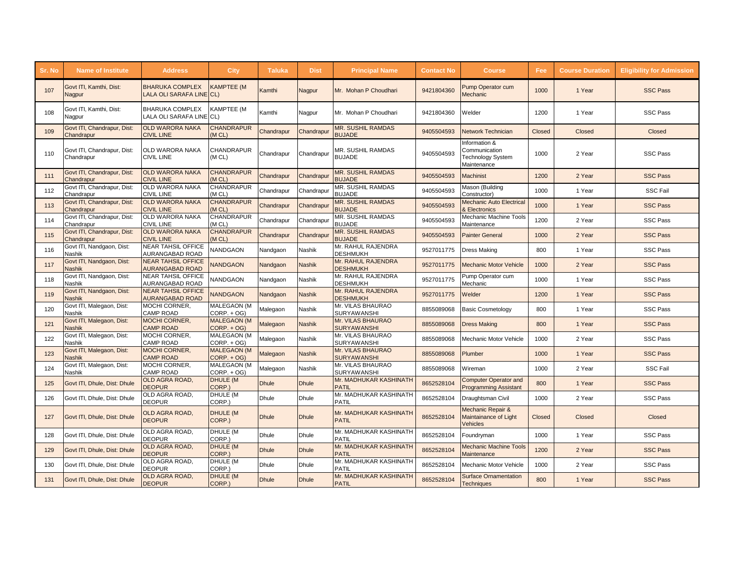| Sr. No | Name of Institute | Address | City | Taluka | Dist | Principal Name | Contact No | Course | Fee | Course Duration | Eligibility for Admission |
|---|---|---|---|---|---|---|---|---|---|---|---|
| 107 | Govt ITI, Kamthi, Dist: Nagpur | BHARUKA COMPLEX LALA OLI SARAFA LINE | KAMPTEE (M CL) | Kamthi | Nagpur | Mr. Mohan P Choudhari | 9421804360 | Pump Operator cum Mechanic | 1000 | 1 Year | SSC Pass |
| 108 | Govt ITI, Kamthi, Dist: Nagpur | BHARUKA COMPLEX LALA OLI SARAFA LINE | KAMPTEE (M CL) | Kamthi | Nagpur | Mr. Mohan P Choudhari | 9421804360 | Welder | 1200 | 1 Year | SSC Pass |
| 109 | Govt ITI, Chandrapur, Dist: Chandrapur | OLD WARORA NAKA CIVIL LINE | CHANDRAPUR (M CL) | Chandrapur | Chandrapur | MR. SUSHIL RAMDAS BUJADE | 9405504593 | Network Technician | Closed | Closed | Closed |
| 110 | Govt ITI, Chandrapur, Dist: Chandrapur | OLD WARORA NAKA CIVIL LINE | CHANDRAPUR (M CL) | Chandrapur | Chandrapur | MR. SUSHIL RAMDAS BUJADE | 9405504593 | Information & Communication Technology System Maintenance | 1000 | 2 Year | SSC Pass |
| 111 | Govt ITI, Chandrapur, Dist: Chandrapur | OLD WARORA NAKA CIVIL LINE | CHANDRAPUR (M CL) | Chandrapur | Chandrapur | MR. SUSHIL RAMDAS BUJADE | 9405504593 | Machinist | 1200 | 2 Year | SSC Pass |
| 112 | Govt ITI, Chandrapur, Dist: Chandrapur | OLD WARORA NAKA CIVIL LINE | CHANDRAPUR (M CL) | Chandrapur | Chandrapur | MR. SUSHIL RAMDAS BUJADE | 9405504593 | Mason (Building Constructor) | 1000 | 1 Year | SSC Fail |
| 113 | Govt ITI, Chandrapur, Dist: Chandrapur | OLD WARORA NAKA CIVIL LINE | CHANDRAPUR (M CL) | Chandrapur | Chandrapur | MR. SUSHIL RAMDAS BUJADE | 9405504593 | Mechanic Auto Electrical & Electronics | 1000 | 1 Year | SSC Pass |
| 114 | Govt ITI, Chandrapur, Dist: Chandrapur | OLD WARORA NAKA CIVIL LINE | CHANDRAPUR (M CL) | Chandrapur | Chandrapur | MR. SUSHIL RAMDAS BUJADE | 9405504593 | Mechanic Machine Tools Maintenance | 1200 | 2 Year | SSC Pass |
| 115 | Govt ITI, Chandrapur, Dist: Chandrapur | OLD WARORA NAKA CIVIL LINE | CHANDRAPUR (M CL) | Chandrapur | Chandrapur | MR. SUSHIL RAMDAS BUJADE | 9405504593 | Painter General | 1000 | 2 Year | SSC Pass |
| 116 | Govt ITI, Nandgaon, Dist: Nashik | NEAR TAHSIL OFFICE AURANGABAD ROAD | NANDGAON | Nandgaon | Nashik | Mr. RAHUL RAJENDRA DESHMUKH | 9527011775 | Dress Making | 800 | 1 Year | SSC Pass |
| 117 | Govt ITI, Nandgaon, Dist: Nashik | NEAR TAHSIL OFFICE AURANGABAD ROAD | NANDGAON | Nandgaon | Nashik | Mr. RAHUL RAJENDRA DESHMUKH | 9527011775 | Mechanic Motor Vehicle | 1000 | 2 Year | SSC Pass |
| 118 | Govt ITI, Nandgaon, Dist: Nashik | NEAR TAHSIL OFFICE AURANGABAD ROAD | NANDGAON | Nandgaon | Nashik | Mr. RAHUL RAJENDRA DESHMUKH | 9527011775 | Pump Operator cum Mechanic | 1000 | 1 Year | SSC Pass |
| 119 | Govt ITI, Nandgaon, Dist: Nashik | NEAR TAHSIL OFFICE AURANGABAD ROAD | NANDGAON | Nandgaon | Nashik | Mr. RAHUL RAJENDRA DESHMUKH | 9527011775 | Welder | 1200 | 1 Year | SSC Pass |
| 120 | Govt ITI, Malegaon, Dist: Nashik | MOCHI CORNER, CAMP ROAD | MALEGAON (M CORP. + OG) | Malegaon | Nashik | Mr. VILAS BHAURAO SURYAWANSHI | 8855089068 | Basic Cosmetology | 800 | 1 Year | SSC Pass |
| 121 | Govt ITI, Malegaon, Dist: Nashik | MOCHI CORNER, CAMP ROAD | MALEGAON (M CORP. + OG) | Malegaon | Nashik | Mr. VILAS BHAURAO SURYAWANSHI | 8855089068 | Dress Making | 800 | 1 Year | SSC Pass |
| 122 | Govt ITI, Malegaon, Dist: Nashik | MOCHI CORNER, CAMP ROAD | MALEGAON (M CORP. + OG) | Malegaon | Nashik | Mr. VILAS BHAURAO SURYAWANSHI | 8855089068 | Mechanic Motor Vehicle | 1000 | 2 Year | SSC Pass |
| 123 | Govt ITI, Malegaon, Dist: Nashik | MOCHI CORNER, CAMP ROAD | MALEGAON (M CORP. + OG) | Malegaon | Nashik | Mr. VILAS BHAURAO SURYAWANSHI | 8855089068 | Plumber | 1000 | 1 Year | SSC Pass |
| 124 | Govt ITI, Malegaon, Dist: Nashik | MOCHI CORNER, CAMP ROAD | MALEGAON (M CORP. + OG) | Malegaon | Nashik | Mr. VILAS BHAURAO SURYAWANSHI | 8855089068 | Wireman | 1000 | 2 Year | SSC Fail |
| 125 | Govt ITI, Dhule, Dist: Dhule | OLD AGRA ROAD, DEOPUR | DHULE (M CORP.) | Dhule | Dhule | Mr. MADHUKAR KASHINATH PATIL | 8652528104 | Computer Operator and Programming Assistant | 800 | 1 Year | SSC Pass |
| 126 | Govt ITI, Dhule, Dist: Dhule | OLD AGRA ROAD, DEOPUR | DHULE (M CORP.) | Dhule | Dhule | Mr. MADHUKAR KASHINATH PATIL | 8652528104 | Draughtsman Civil | 1000 | 2 Year | SSC Pass |
| 127 | Govt ITI, Dhule, Dist: Dhule | OLD AGRA ROAD, DEOPUR | DHULE (M CORP.) | Dhule | Dhule | Mr. MADHUKAR KASHINATH PATIL | 8652528104 | Mechanic Repair & Maintainance of Light Vehicles | Closed | Closed | Closed |
| 128 | Govt ITI, Dhule, Dist: Dhule | OLD AGRA ROAD, DEOPUR | DHULE (M CORP.) | Dhule | Dhule | Mr. MADHUKAR KASHINATH PATIL | 8652528104 | Foundryman | 1000 | 1 Year | SSC Pass |
| 129 | Govt ITI, Dhule, Dist: Dhule | OLD AGRA ROAD, DEOPUR | DHULE (M CORP.) | Dhule | Dhule | Mr. MADHUKAR KASHINATH PATIL | 8652528104 | Mechanic Machine Tools Maintenance | 1200 | 2 Year | SSC Pass |
| 130 | Govt ITI, Dhule, Dist: Dhule | OLD AGRA ROAD, DEOPUR | DHULE (M CORP.) | Dhule | Dhule | Mr. MADHUKAR KASHINATH PATIL | 8652528104 | Mechanic Motor Vehicle | 1000 | 2 Year | SSC Pass |
| 131 | Govt ITI, Dhule, Dist: Dhule | OLD AGRA ROAD, DEOPUR | DHULE (M CORP.) | Dhule | Dhule | Mr. MADHUKAR KASHINATH PATIL | 8652528104 | Surface Ornamentation Techniques | 800 | 1 Year | SSC Pass |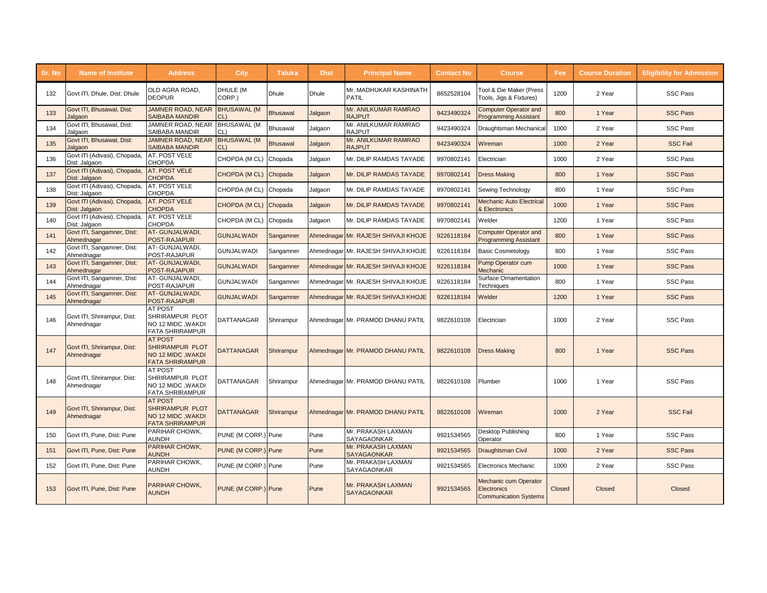| Sr. No | Name of Institute | Address | City | Taluka | Dist | Principal Name | Contact No | Course | Fee | Course Duration | Eligibility for Admission |
|---|---|---|---|---|---|---|---|---|---|---|---|
| 132 | Govt ITI, Dhule, Dist: Dhule | OLD AGRA ROAD, DEOPUR | DHULE (M CORP.) | Dhule | Dhule | Mr. MADHUKAR KASHINATH PATIL | 8652528104 | Tool & Die Maker (Press Tools, Jigs & Fixtures) | 1200 | 2 Year | SSC Pass |
| 133 | Govt ITI, Bhusawal, Dist: Jalgaon | JAMNER ROAD, NEAR SAIBABA MANDIR | BHUSAWAL (M CL) | Bhusawal | Jalgaon | Mr. ANILKUMAR RAMRAO RAJPUT | 9423490324 | Computer Operator and Programming Assistant | 800 | 1 Year | SSC Pass |
| 134 | Govt ITI, Bhusawal, Dist: Jalgaon | JAMNER ROAD, NEAR SAIBABA MANDIR | BHUSAWAL (M CL) | Bhusawal | Jalgaon | Mr. ANILKUMAR RAMRAO RAJPUT | 9423490324 | Draughtsman Mechanical | 1000 | 2 Year | SSC Pass |
| 135 | Govt ITI, Bhusawal, Dist: Jalgaon | JAMNER ROAD, NEAR SAIBABA MANDIR | BHUSAWAL (M CL) | Bhusawal | Jalgaon | Mr. ANILKUMAR RAMRAO RAJPUT | 9423490324 | Wireman | 1000 | 2 Year | SSC Fail |
| 136 | Govt ITI (Adivasi), Chopada, Dist: Jalgaon | AT. POST VELE CHOPDA | CHOPDA (M CL) | Chopada | Jalgaon | Mr. DILIP RAMDAS TAYADE | 9970802141 | Electrician | 1000 | 2 Year | SSC Pass |
| 137 | Govt ITI (Adivasi), Chopada, Dist: Jalgaon | AT. POST VELE CHOPDA | CHOPDA (M CL) | Chopada | Jalgaon | Mr. DILIP RAMDAS TAYADE | 9970802141 | Dress Making | 800 | 1 Year | SSC Pass |
| 138 | Govt ITI (Adivasi), Chopada, Dist: Jalgaon | AT. POST VELE CHOPDA | CHOPDA (M CL) | Chopada | Jalgaon | Mr. DILIP RAMDAS TAYADE | 9970802141 | Sewing Technology | 800 | 1 Year | SSC Pass |
| 139 | Govt ITI (Adivasi), Chopada, Dist: Jalgaon | AT. POST VELE CHOPDA | CHOPDA (M CL) | Chopada | Jalgaon | Mr. DILIP RAMDAS TAYADE | 9970802141 | Mechanic Auto Electrical & Electronics | 1000 | 1 Year | SSC Pass |
| 140 | Govt ITI (Adivasi), Chopada, Dist: Jalgaon | AT. POST VELE CHOPDA | CHOPDA (M CL) | Chopada | Jalgaon | Mr. DILIP RAMDAS TAYADE | 9970802141 | Welder | 1200 | 1 Year | SSC Pass |
| 141 | Govt ITI, Sangamner, Dist: Ahmednagar | AT- GUNJALWADI, POST-RAJAPUR | GUNJALWADI | Sangamner | Ahmednagar | Mr. RAJESH SHIVAJI KHOJE | 9226118184 | Computer Operator and Programming Assistant | 800 | 1 Year | SSC Pass |
| 142 | Govt ITI, Sangamner, Dist: Ahmednagar | AT- GUNJALWADI, POST-RAJAPUR | GUNJALWADI | Sangamner | Ahmednagar | Mr. RAJESH SHIVAJI KHOJE | 9226118184 | Basic Cosmetology | 800 | 1 Year | SSC Pass |
| 143 | Govt ITI, Sangamner, Dist: Ahmednagar | AT- GUNJALWADI, POST-RAJAPUR | GUNJALWADI | Sangamner | Ahmednagar | Mr. RAJESH SHIVAJI KHOJE | 9226118184 | Pump Operator cum Mechanic | 1000 | 1 Year | SSC Pass |
| 144 | Govt ITI, Sangamner, Dist: Ahmednagar | AT- GUNJALWADI, POST-RAJAPUR | GUNJALWADI | Sangamner | Ahmednagar | Mr. RAJESH SHIVAJI KHOJE | 9226118184 | Surface Ornamentation Techniques | 800 | 1 Year | SSC Pass |
| 145 | Govt ITI, Sangamner, Dist: Ahmednagar | AT- GUNJALWADI, POST-RAJAPUR | GUNJALWADI | Sangamner | Ahmednagar | Mr. RAJESH SHIVAJI KHOJE | 9226118184 | Welder | 1200 | 1 Year | SSC Pass |
| 146 | Govt ITI, Shrirampur, Dist: Ahmednagar | AT POST SHRIRAMPUR PLOT NO 12 MIDC ,WAKDI FATA SHRIRAMPUR | DATTANAGAR | Shrirampur | Ahmednagar | Mr. PRAMOD DHANU PATIL | 9822610108 | Electrician | 1000 | 2 Year | SSC Pass |
| 147 | Govt ITI, Shrirampur, Dist: Ahmednagar | AT POST SHRIRAMPUR PLOT NO 12 MIDC ,WAKDI FATA SHRIRAMPUR | DATTANAGAR | Shrirampur | Ahmednagar | Mr. PRAMOD DHANU PATIL | 9822610108 | Dress Making | 800 | 1 Year | SSC Pass |
| 148 | Govt ITI, Shrirampur, Dist: Ahmednagar | AT POST SHRIRAMPUR PLOT NO 12 MIDC ,WAKDI FATA SHRIRAMPUR | DATTANAGAR | Shrirampur | Ahmednagar | Mr. PRAMOD DHANU PATIL | 9822610108 | Plumber | 1000 | 1 Year | SSC Pass |
| 149 | Govt ITI, Shrirampur, Dist: Ahmednagar | AT POST SHRIRAMPUR PLOT NO 12 MIDC ,WAKDI FATA SHRIRAMPUR | DATTANAGAR | Shrirampur | Ahmednagar | Mr. PRAMOD DHANU PATIL | 9822610108 | Wireman | 1000 | 2 Year | SSC Fail |
| 150 | Govt ITI, Pune, Dist: Pune | PARIHAR CHOWK, AUNDH | PUNE (M CORP.) | Pune | Pune | Mr. PRAKASH LAXMAN SAYAGAONKAR | 9921534565 | Desktop Publishing Operator | 800 | 1 Year | SSC Pass |
| 151 | Govt ITI, Pune, Dist: Pune | PARIHAR CHOWK, AUNDH | PUNE (M CORP.) | Pune | Pune | Mr. PRAKASH LAXMAN SAYAGAONKAR | 9921534565 | Draughtsman Civil | 1000 | 2 Year | SSC Pass |
| 152 | Govt ITI, Pune, Dist: Pune | PARIHAR CHOWK, AUNDH | PUNE (M CORP.) | Pune | Pune | Mr. PRAKASH LAXMAN SAYAGAONKAR | 9921534565 | Electronics Mechanic | 1000 | 2 Year | SSC Pass |
| 153 | Govt ITI, Pune, Dist: Pune | PARIHAR CHOWK, AUNDH | PUNE (M CORP.) | Pune | Pune | Mr. PRAKASH LAXMAN SAYAGAONKAR | 9921534565 | Mechanic cum Operator Electronics Communication Systems | Closed | Closed | Closed |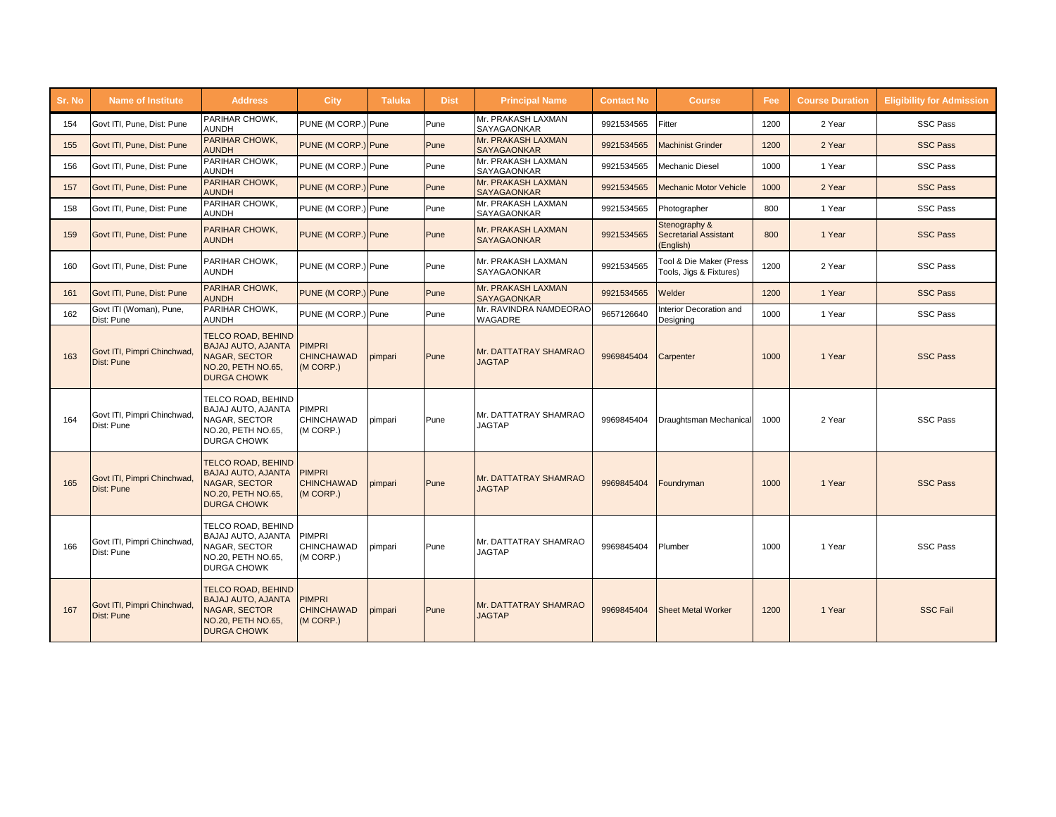| Sr. No | Name of Institute | Address | City | Taluka | Dist | Principal Name | Contact No | Course | Fee | Course Duration | Eligibility for Admission |
|---|---|---|---|---|---|---|---|---|---|---|---|
| 154 | Govt ITI, Pune, Dist: Pune | PARIHAR CHOWK, AUNDH | PUNE (M CORP.) | Pune | Pune | Mr. PRAKASH LAXMAN SAYAGAONKAR | 9921534565 | Fitter | 1200 | 2 Year | SSC Pass |
| 155 | Govt ITI, Pune, Dist: Pune | PARIHAR CHOWK, AUNDH | PUNE (M CORP.) | Pune | Pune | Mr. PRAKASH LAXMAN SAYAGAONKAR | 9921534565 | Machinist Grinder | 1200 | 2 Year | SSC Pass |
| 156 | Govt ITI, Pune, Dist: Pune | PARIHAR CHOWK, AUNDH | PUNE (M CORP.) | Pune | Pune | Mr. PRAKASH LAXMAN SAYAGAONKAR | 9921534565 | Mechanic Diesel | 1000 | 1 Year | SSC Pass |
| 157 | Govt ITI, Pune, Dist: Pune | PARIHAR CHOWK, AUNDH | PUNE (M CORP.) | Pune | Pune | Mr. PRAKASH LAXMAN SAYAGAONKAR | 9921534565 | Mechanic Motor Vehicle | 1000 | 2 Year | SSC Pass |
| 158 | Govt ITI, Pune, Dist: Pune | PARIHAR CHOWK, AUNDH | PUNE (M CORP.) | Pune | Pune | Mr. PRAKASH LAXMAN SAYAGAONKAR | 9921534565 | Photographer | 800 | 1 Year | SSC Pass |
| 159 | Govt ITI, Pune, Dist: Pune | PARIHAR CHOWK, AUNDH | PUNE (M CORP.) | Pune | Pune | Mr. PRAKASH LAXMAN SAYAGAONKAR | 9921534565 | Stenography & Secretarial Assistant (English) | 800 | 1 Year | SSC Pass |
| 160 | Govt ITI, Pune, Dist: Pune | PARIHAR CHOWK, AUNDH | PUNE (M CORP.) | Pune | Pune | Mr. PRAKASH LAXMAN SAYAGAONKAR | 9921534565 | Tool & Die Maker (Press Tools, Jigs & Fixtures) | 1200 | 2 Year | SSC Pass |
| 161 | Govt ITI, Pune, Dist: Pune | PARIHAR CHOWK, AUNDH | PUNE (M CORP.) | Pune | Pune | Mr. PRAKASH LAXMAN SAYAGAONKAR | 9921534565 | Welder | 1200 | 1 Year | SSC Pass |
| 162 | Govt ITI (Woman), Pune, Dist: Pune | PARIHAR CHOWK, AUNDH | PUNE (M CORP.) | Pune | Pune | Mr. RAVINDRA NAMDEORAO WAGADRE | 9657126640 | Interior Decoration and Designing | 1000 | 1 Year | SSC Pass |
| 163 | Govt ITI, Pimpri Chinchwad, Dist: Pune | TELCO ROAD, BEHIND BAJAJ AUTO, AJANTA NAGAR, SECTOR NO.20, PETH NO.65, DURGA CHOWK | PIMPRI CHINCHAWAD (M CORP.) | pimpari | Pune | Mr. DATTATRAY SHAMRAO JAGTAP | 9969845404 | Carpenter | 1000 | 1 Year | SSC Pass |
| 164 | Govt ITI, Pimpri Chinchwad, Dist: Pune | TELCO ROAD, BEHIND BAJAJ AUTO, AJANTA NAGAR, SECTOR NO.20, PETH NO.65, DURGA CHOWK | PIMPRI CHINCHAWAD (M CORP.) | pimpari | Pune | Mr. DATTATRAY SHAMRAO JAGTAP | 9969845404 | Draughtsman Mechanical | 1000 | 2 Year | SSC Pass |
| 165 | Govt ITI, Pimpri Chinchwad, Dist: Pune | TELCO ROAD, BEHIND BAJAJ AUTO, AJANTA NAGAR, SECTOR NO.20, PETH NO.65, DURGA CHOWK | PIMPRI CHINCHAWAD (M CORP.) | pimpari | Pune | Mr. DATTATRAY SHAMRAO JAGTAP | 9969845404 | Foundryman | 1000 | 1 Year | SSC Pass |
| 166 | Govt ITI, Pimpri Chinchwad, Dist: Pune | TELCO ROAD, BEHIND BAJAJ AUTO, AJANTA NAGAR, SECTOR NO.20, PETH NO.65, DURGA CHOWK | PIMPRI CHINCHAWAD (M CORP.) | pimpari | Pune | Mr. DATTATRAY SHAMRAO JAGTAP | 9969845404 | Plumber | 1000 | 1 Year | SSC Pass |
| 167 | Govt ITI, Pimpri Chinchwad, Dist: Pune | TELCO ROAD, BEHIND BAJAJ AUTO, AJANTA NAGAR, SECTOR NO.20, PETH NO.65, DURGA CHOWK | PIMPRI CHINCHAWAD (M CORP.) | pimpari | Pune | Mr. DATTATRAY SHAMRAO JAGTAP | 9969845404 | Sheet Metal Worker | 1200 | 1 Year | SSC Fail |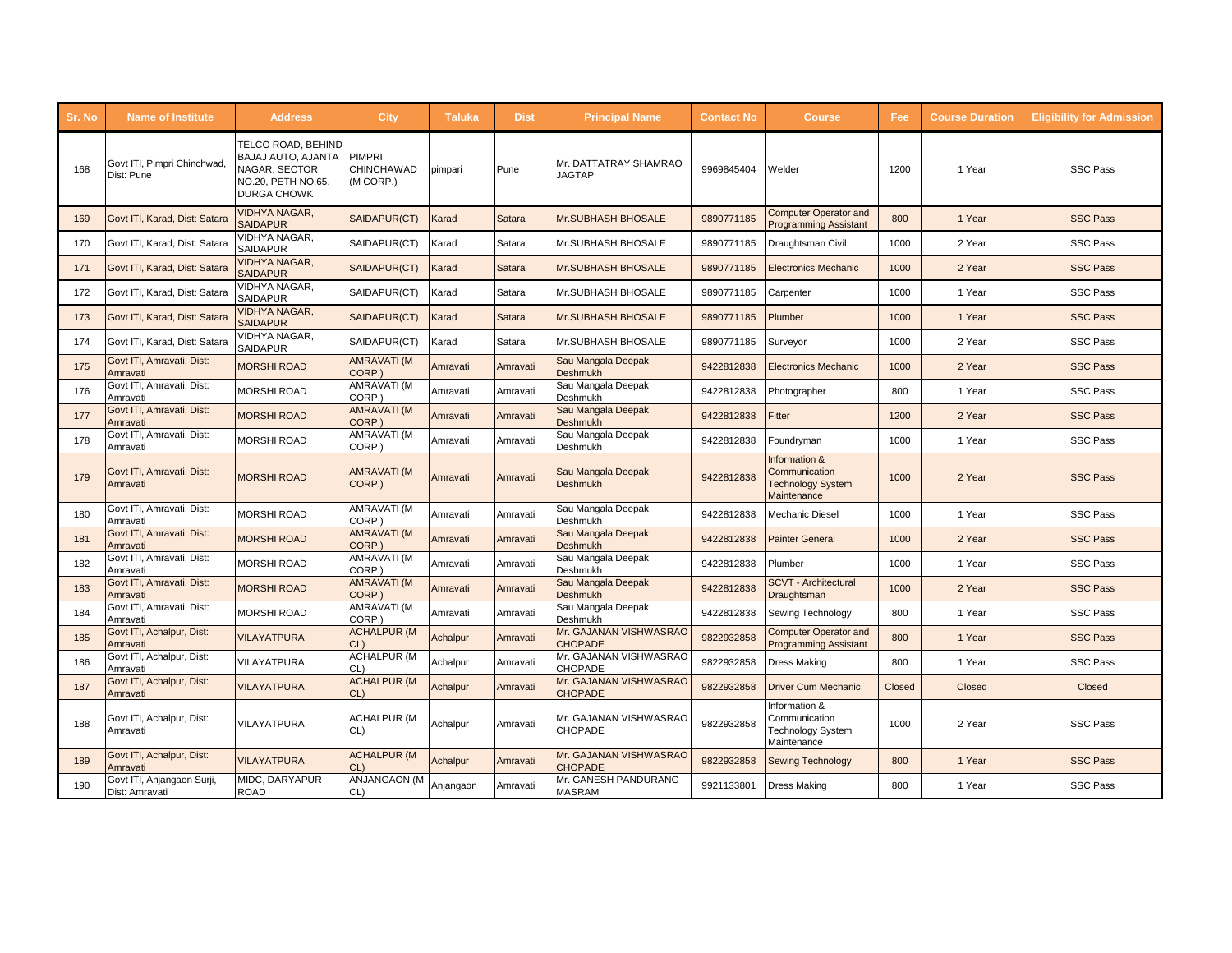| Sr. No | Name of Institute | Address | City | Taluka | Dist | Principal Name | Contact No | Course | Fee | Course Duration | Eligibility for Admission |
|---|---|---|---|---|---|---|---|---|---|---|---|
| 168 | Govt ITI, Pimpri Chinchwad, Dist: Pune | TELCO ROAD, BEHIND BAJAJ AUTO, AJANTA NAGAR, SECTOR NO.20, PETH NO.65, DURGA CHOWK | PIMPRI CHINCHAWAD (M CORP.) | pimpari | Pune | Mr. DATTATRAY SHAMRAO JAGTAP | 9969845404 | Welder | 1200 | 1 Year | SSC Pass |
| 169 | Govt ITI, Karad, Dist: Satara | VIDHYA NAGAR, SAIDAPUR | SAIDAPUR(CT) | Karad | Satara | Mr.SUBHASH BHOSALE | 9890771185 | Computer Operator and Programming Assistant | 800 | 1 Year | SSC Pass |
| 170 | Govt ITI, Karad, Dist: Satara | VIDHYA NAGAR, SAIDAPUR | SAIDAPUR(CT) | Karad | Satara | Mr.SUBHASH BHOSALE | 9890771185 | Draughtsman Civil | 1000 | 2 Year | SSC Pass |
| 171 | Govt ITI, Karad, Dist: Satara | VIDHYA NAGAR, SAIDAPUR | SAIDAPUR(CT) | Karad | Satara | Mr.SUBHASH BHOSALE | 9890771185 | Electronics Mechanic | 1000 | 2 Year | SSC Pass |
| 172 | Govt ITI, Karad, Dist: Satara | VIDHYA NAGAR, SAIDAPUR | SAIDAPUR(CT) | Karad | Satara | Mr.SUBHASH BHOSALE | 9890771185 | Carpenter | 1000 | 1 Year | SSC Pass |
| 173 | Govt ITI, Karad, Dist: Satara | VIDHYA NAGAR, SAIDAPUR | SAIDAPUR(CT) | Karad | Satara | Mr.SUBHASH BHOSALE | 9890771185 | Plumber | 1000 | 1 Year | SSC Pass |
| 174 | Govt ITI, Karad, Dist: Satara | VIDHYA NAGAR, SAIDAPUR | SAIDAPUR(CT) | Karad | Satara | Mr.SUBHASH BHOSALE | 9890771185 | Surveyor | 1000 | 2 Year | SSC Pass |
| 175 | Govt ITI, Amravati, Dist: Amravati | MORSHI ROAD | AMRAVATI (M CORP.) | Amravati | Amravati | Sau Mangala Deepak Deshmukh | 9422812838 | Electronics Mechanic | 1000 | 2 Year | SSC Pass |
| 176 | Govt ITI, Amravati, Dist: Amravati | MORSHI ROAD | AMRAVATI (M CORP.) | Amravati | Amravati | Sau Mangala Deepak Deshmukh | 9422812838 | Photographer | 800 | 1 Year | SSC Pass |
| 177 | Govt ITI, Amravati, Dist: Amravati | MORSHI ROAD | AMRAVATI (M CORP.) | Amravati | Amravati | Sau Mangala Deepak Deshmukh | 9422812838 | Fitter | 1200 | 2 Year | SSC Pass |
| 178 | Govt ITI, Amravati, Dist: Amravati | MORSHI ROAD | AMRAVATI (M CORP.) | Amravati | Amravati | Sau Mangala Deepak Deshmukh | 9422812838 | Foundryman | 1000 | 1 Year | SSC Pass |
| 179 | Govt ITI, Amravati, Dist: Amravati | MORSHI ROAD | AMRAVATI (M CORP.) | Amravati | Amravati | Sau Mangala Deepak Deshmukh | 9422812838 | Information & Communication Technology System Maintenance | 1000 | 2 Year | SSC Pass |
| 180 | Govt ITI, Amravati, Dist: Amravati | MORSHI ROAD | AMRAVATI (M CORP.) | Amravati | Amravati | Sau Mangala Deepak Deshmukh | 9422812838 | Mechanic Diesel | 1000 | 1 Year | SSC Pass |
| 181 | Govt ITI, Amravati, Dist: Amravati | MORSHI ROAD | AMRAVATI (M CORP.) | Amravati | Amravati | Sau Mangala Deepak Deshmukh | 9422812838 | Painter General | 1000 | 2 Year | SSC Pass |
| 182 | Govt ITI, Amravati, Dist: Amravati | MORSHI ROAD | AMRAVATI (M CORP.) | Amravati | Amravati | Sau Mangala Deepak Deshmukh | 9422812838 | Plumber | 1000 | 1 Year | SSC Pass |
| 183 | Govt ITI, Amravati, Dist: Amravati | MORSHI ROAD | AMRAVATI (M CORP.) | Amravati | Amravati | Sau Mangala Deepak Deshmukh | 9422812838 | SCVT - Architectural Draughtsman | 1000 | 2 Year | SSC Pass |
| 184 | Govt ITI, Amravati, Dist: Amravati | MORSHI ROAD | AMRAVATI (M CORP.) | Amravati | Amravati | Sau Mangala Deepak Deshmukh | 9422812838 | Sewing Technology | 800 | 1 Year | SSC Pass |
| 185 | Govt ITI, Achalpur, Dist: Amravati | VILAYATPURA | ACHALPUR (M CL) | Achalpur | Amravati | Mr. GAJANAN VISHWASRAO CHOPADE | 9822932858 | Computer Operator and Programming Assistant | 800 | 1 Year | SSC Pass |
| 186 | Govt ITI, Achalpur, Dist: Amravati | VILAYATPURA | ACHALPUR (M CL) | Achalpur | Amravati | Mr. GAJANAN VISHWASRAO CHOPADE | 9822932858 | Dress Making | 800 | 1 Year | SSC Pass |
| 187 | Govt ITI, Achalpur, Dist: Amravati | VILAYATPURA | ACHALPUR (M CL) | Achalpur | Amravati | Mr. GAJANAN VISHWASRAO CHOPADE | 9822932858 | Driver Cum Mechanic | Closed | Closed | Closed |
| 188 | Govt ITI, Achalpur, Dist: Amravati | VILAYATPURA | ACHALPUR (M CL) | Achalpur | Amravati | Mr. GAJANAN VISHWASRAO CHOPADE | 9822932858 | Information & Communication Technology System Maintenance | 1000 | 2 Year | SSC Pass |
| 189 | Govt ITI, Achalpur, Dist: Amravati | VILAYATPURA | ACHALPUR (M CL) | Achalpur | Amravati | Mr. GAJANAN VISHWASRAO CHOPADE | 9822932858 | Sewing Technology | 800 | 1 Year | SSC Pass |
| 190 | Govt ITI, Anjangaon Surji, Dist: Amravati | MIDC, DARYAPUR ROAD | ANJANGAON (M CL) | Anjangaon | Amravati | Mr. GANESH PANDURANG MASRAM | 9921133801 | Dress Making | 800 | 1 Year | SSC Pass |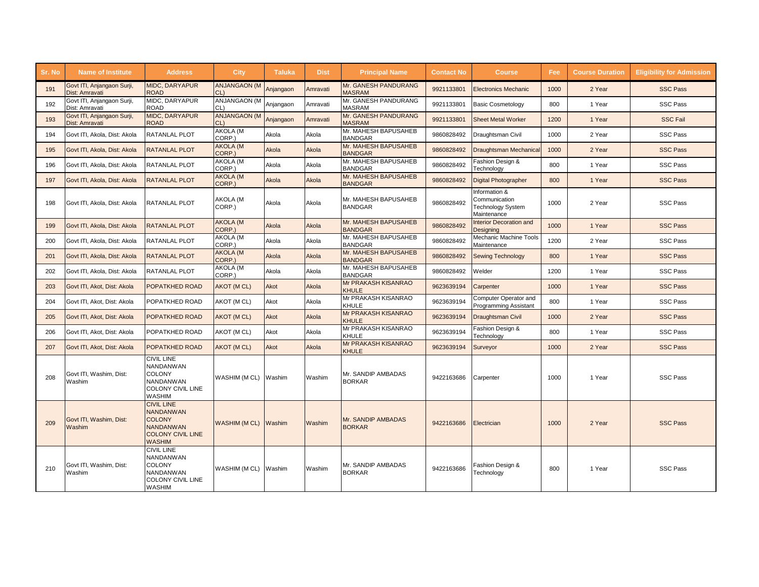| Sr. No | Name of Institute | Address | City | Taluka | Dist | Principal Name | Contact No | Course | Fee | Course Duration | Eligibility for Admission |
|---|---|---|---|---|---|---|---|---|---|---|---|
| 191 | Govt ITI, Anjangaon Surji, Dist: Amravati | MIDC, DARYAPUR ROAD | ANJANGAON (M CL) | Anjangaon | Amravati | Mr. GANESH PANDURANG MASRAM | 9921133801 | Electronics Mechanic | 1000 | 2 Year | SSC Pass |
| 192 | Govt ITI, Anjangaon Surji, Dist: Amravati | MIDC, DARYAPUR ROAD | ANJANGAON (M CL) | Anjangaon | Amravati | Mr. GANESH PANDURANG MASRAM | 9921133801 | Basic Cosmetology | 800 | 1 Year | SSC Pass |
| 193 | Govt ITI, Anjangaon Surji, Dist: Amravati | MIDC, DARYAPUR ROAD | ANJANGAON (M CL) | Anjangaon | Amravati | Mr. GANESH PANDURANG MASRAM | 9921133801 | Sheet Metal Worker | 1200 | 1 Year | SSC Fail |
| 194 | Govt ITI, Akola, Dist: Akola | RATANLAL PLOT | AKOLA (M CORP.) | Akola | Akola | Mr. MAHESH BAPUSAHEB BANDGAR | 9860828492 | Draughtsman Civil | 1000 | 2 Year | SSC Pass |
| 195 | Govt ITI, Akola, Dist: Akola | RATANLAL PLOT | AKOLA (M CORP.) | Akola | Akola | Mr. MAHESH BAPUSAHEB BANDGAR | 9860828492 | Draughtsman Mechanical | 1000 | 2 Year | SSC Pass |
| 196 | Govt ITI, Akola, Dist: Akola | RATANLAL PLOT | AKOLA (M CORP.) | Akola | Akola | Mr. MAHESH BAPUSAHEB BANDGAR | 9860828492 | Fashion Design & Technology | 800 | 1 Year | SSC Pass |
| 197 | Govt ITI, Akola, Dist: Akola | RATANLAL PLOT | AKOLA (M CORP.) | Akola | Akola | Mr. MAHESH BAPUSAHEB BANDGAR | 9860828492 | Digital Photographer | 800 | 1 Year | SSC Pass |
| 198 | Govt ITI, Akola, Dist: Akola | RATANLAL PLOT | AKOLA (M CORP.) | Akola | Akola | Mr. MAHESH BAPUSAHEB BANDGAR | 9860828492 | Information & Communication Technology System Maintenance | 1000 | 2 Year | SSC Pass |
| 199 | Govt ITI, Akola, Dist: Akola | RATANLAL PLOT | AKOLA (M CORP.) | Akola | Akola | Mr. MAHESH BAPUSAHEB BANDGAR | 9860828492 | Interior Decoration and Designing | 1000 | 1 Year | SSC Pass |
| 200 | Govt ITI, Akola, Dist: Akola | RATANLAL PLOT | AKOLA (M CORP.) | Akola | Akola | Mr. MAHESH BAPUSAHEB BANDGAR | 9860828492 | Mechanic Machine Tools Maintenance | 1200 | 2 Year | SSC Pass |
| 201 | Govt ITI, Akola, Dist: Akola | RATANLAL PLOT | AKOLA (M CORP.) | Akola | Akola | Mr. MAHESH BAPUSAHEB BANDGAR | 9860828492 | Sewing Technology | 800 | 1 Year | SSC Pass |
| 202 | Govt ITI, Akola, Dist: Akola | RATANLAL PLOT | AKOLA (M CORP.) | Akola | Akola | Mr. MAHESH BAPUSAHEB BANDGAR | 9860828492 | Welder | 1200 | 1 Year | SSC Pass |
| 203 | Govt ITI, Akot, Dist: Akola | POPATKHED ROAD | AKOT (M CL) | Akot | Akola | Mr PRAKASH KISANRAO KHULE | 9623639194 | Carpenter | 1000 | 1 Year | SSC Pass |
| 204 | Govt ITI, Akot, Dist: Akola | POPATKHED ROAD | AKOT (M CL) | Akot | Akola | Mr PRAKASH KISANRAO KHULE | 9623639194 | Computer Operator and Programming Assistant | 800 | 1 Year | SSC Pass |
| 205 | Govt ITI, Akot, Dist: Akola | POPATKHED ROAD | AKOT (M CL) | Akot | Akola | Mr PRAKASH KISANRAO KHULE | 9623639194 | Draughtsman Civil | 1000 | 2 Year | SSC Pass |
| 206 | Govt ITI, Akot, Dist: Akola | POPATKHED ROAD | AKOT (M CL) | Akot | Akola | Mr PRAKASH KISANRAO KHULE | 9623639194 | Fashion Design & Technology | 800 | 1 Year | SSC Pass |
| 207 | Govt ITI, Akot, Dist: Akola | POPATKHED ROAD | AKOT (M CL) | Akot | Akola | Mr PRAKASH KISANRAO KHULE | 9623639194 | Surveyor | 1000 | 2 Year | SSC Pass |
| 208 | Govt ITI, Washim, Dist: Washim | CIVIL LINE NANDANWAN COLONY NANDANWAN COLONY CIVIL LINE WASHIM | WASHIM (M CL) | Washim | Washim | Mr. SANDIP AMBADAS BORKAR | 9422163686 | Carpenter | 1000 | 1 Year | SSC Pass |
| 209 | Govt ITI, Washim, Dist: Washim | CIVIL LINE NANDANWAN COLONY NANDANWAN COLONY CIVIL LINE WASHIM | WASHIM (M CL) | Washim | Washim | Mr. SANDIP AMBADAS BORKAR | 9422163686 | Electrician | 1000 | 2 Year | SSC Pass |
| 210 | Govt ITI, Washim, Dist: Washim | CIVIL LINE NANDANWAN COLONY NANDANWAN COLONY CIVIL LINE WASHIM | WASHIM (M CL) | Washim | Washim | Mr. SANDIP AMBADAS BORKAR | 9422163686 | Fashion Design & Technology | 800 | 1 Year | SSC Pass |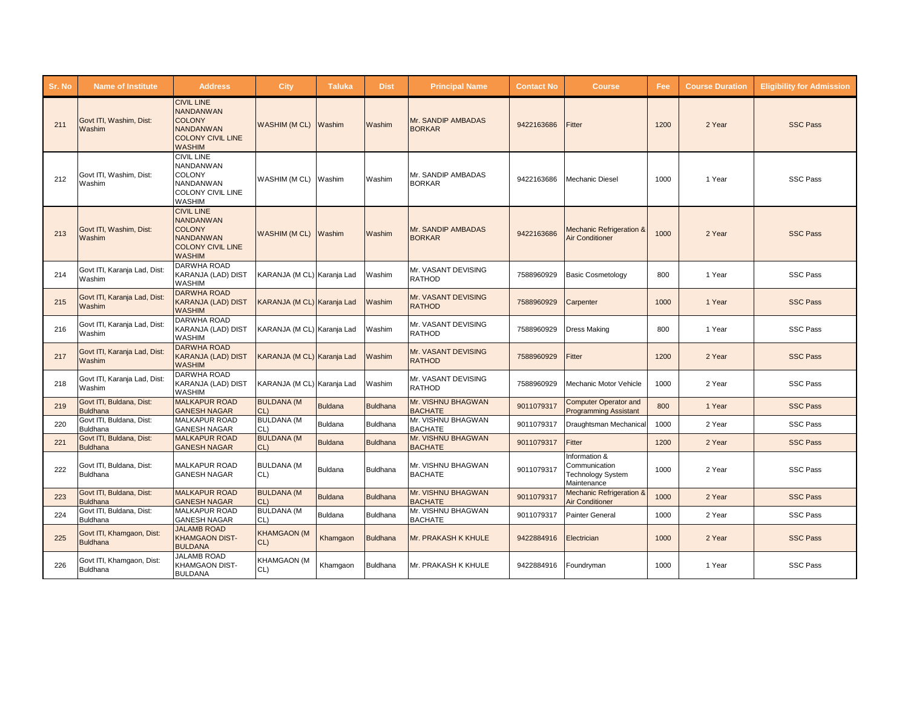| Sr. No | Name of Institute | Address | City | Taluka | Dist | Principal Name | Contact No | Course | Fee | Course Duration | Eligibility for Admission |
|---|---|---|---|---|---|---|---|---|---|---|---|
| 211 | Govt ITI, Washim, Dist: Washim | CIVIL LINE NANDANWAN COLONY NANDANWAN COLONY CIVIL LINE WASHIM | WASHIM (M CL) | Washim | Washim | Mr. SANDIP AMBADAS BORKAR | 9422163686 | Fitter | 1200 | 2 Year | SSC Pass |
| 212 | Govt ITI, Washim, Dist: Washim | CIVIL LINE NANDANWAN COLONY NANDANWAN COLONY CIVIL LINE WASHIM | WASHIM (M CL) | Washim | Washim | Mr. SANDIP AMBADAS BORKAR | 9422163686 | Mechanic Diesel | 1000 | 1 Year | SSC Pass |
| 213 | Govt ITI, Washim, Dist: Washim | CIVIL LINE NANDANWAN COLONY NANDANWAN COLONY CIVIL LINE WASHIM | WASHIM (M CL) | Washim | Washim | Mr. SANDIP AMBADAS BORKAR | 9422163686 | Mechanic Refrigeration & Air Conditioner | 1000 | 2 Year | SSC Pass |
| 214 | Govt ITI, Karanja Lad, Dist: Washim | DARWHA ROAD KARANJA (LAD) DIST WASHIM | KARANJA (M CL) | Karanja Lad | Washim | Mr. VASANT DEVISING RATHOD | 7588960929 | Basic Cosmetology | 800 | 1 Year | SSC Pass |
| 215 | Govt ITI, Karanja Lad, Dist: Washim | DARWHA ROAD KARANJA (LAD) DIST WASHIM | KARANJA (M CL) | Karanja Lad | Washim | Mr. VASANT DEVISING RATHOD | 7588960929 | Carpenter | 1000 | 1 Year | SSC Pass |
| 216 | Govt ITI, Karanja Lad, Dist: Washim | DARWHA ROAD KARANJA (LAD) DIST WASHIM | KARANJA (M CL) | Karanja Lad | Washim | Mr. VASANT DEVISING RATHOD | 7588960929 | Dress Making | 800 | 1 Year | SSC Pass |
| 217 | Govt ITI, Karanja Lad, Dist: Washim | DARWHA ROAD KARANJA (LAD) DIST WASHIM | KARANJA (M CL) | Karanja Lad | Washim | Mr. VASANT DEVISING RATHOD | 7588960929 | Fitter | 1200 | 2 Year | SSC Pass |
| 218 | Govt ITI, Karanja Lad, Dist: Washim | DARWHA ROAD KARANJA (LAD) DIST WASHIM | KARANJA (M CL) | Karanja Lad | Washim | Mr. VASANT DEVISING RATHOD | 7588960929 | Mechanic Motor Vehicle | 1000 | 2 Year | SSC Pass |
| 219 | Govt ITI, Buldana, Dist: Buldhana | MALKAPUR ROAD GANESH NAGAR | BULDANA (M CL) | Buldana | Buldhana | Mr. VISHNU BHAGWAN BACHATE | 9011079317 | Computer Operator and Programming Assistant | 800 | 1 Year | SSC Pass |
| 220 | Govt ITI, Buldana, Dist: Buldhana | MALKAPUR ROAD GANESH NAGAR | BULDANA (M CL) | Buldana | Buldhana | Mr. VISHNU BHAGWAN BACHATE | 9011079317 | Draughtsman Mechanical | 1000 | 2 Year | SSC Pass |
| 221 | Govt ITI, Buldana, Dist: Buldhana | MALKAPUR ROAD GANESH NAGAR | BULDANA (M CL) | Buldana | Buldhana | Mr. VISHNU BHAGWAN BACHATE | 9011079317 | Fitter | 1200 | 2 Year | SSC Pass |
| 222 | Govt ITI, Buldana, Dist: Buldhana | MALKAPUR ROAD GANESH NAGAR | BULDANA (M CL) | Buldana | Buldhana | Mr. VISHNU BHAGWAN BACHATE | 9011079317 | Information & Communication Technology System Maintenance | 1000 | 2 Year | SSC Pass |
| 223 | Govt ITI, Buldana, Dist: Buldhana | MALKAPUR ROAD GANESH NAGAR | BULDANA (M CL) | Buldana | Buldhana | Mr. VISHNU BHAGWAN BACHATE | 9011079317 | Mechanic Refrigeration & Air Conditioner | 1000 | 2 Year | SSC Pass |
| 224 | Govt ITI, Buldana, Dist: Buldhana | MALKAPUR ROAD GANESH NAGAR | BULDANA (M CL) | Buldana | Buldhana | Mr. VISHNU BHAGWAN BACHATE | 9011079317 | Painter General | 1000 | 2 Year | SSC Pass |
| 225 | Govt ITI, Khamgaon, Dist: Buldhana | JALAMB ROAD KHAMGAON DIST-BULDANA | KHAMGAON (M CL) | Khamgaon | Buldhana | Mr. PRAKASH K KHULE | 9422884916 | Electrician | 1000 | 2 Year | SSC Pass |
| 226 | Govt ITI, Khamgaon, Dist: Buldhana | JALAMB ROAD KHAMGAON DIST-BULDANA | KHAMGAON (M CL) | Khamgaon | Buldhana | Mr. PRAKASH K KHULE | 9422884916 | Foundryman | 1000 | 1 Year | SSC Pass |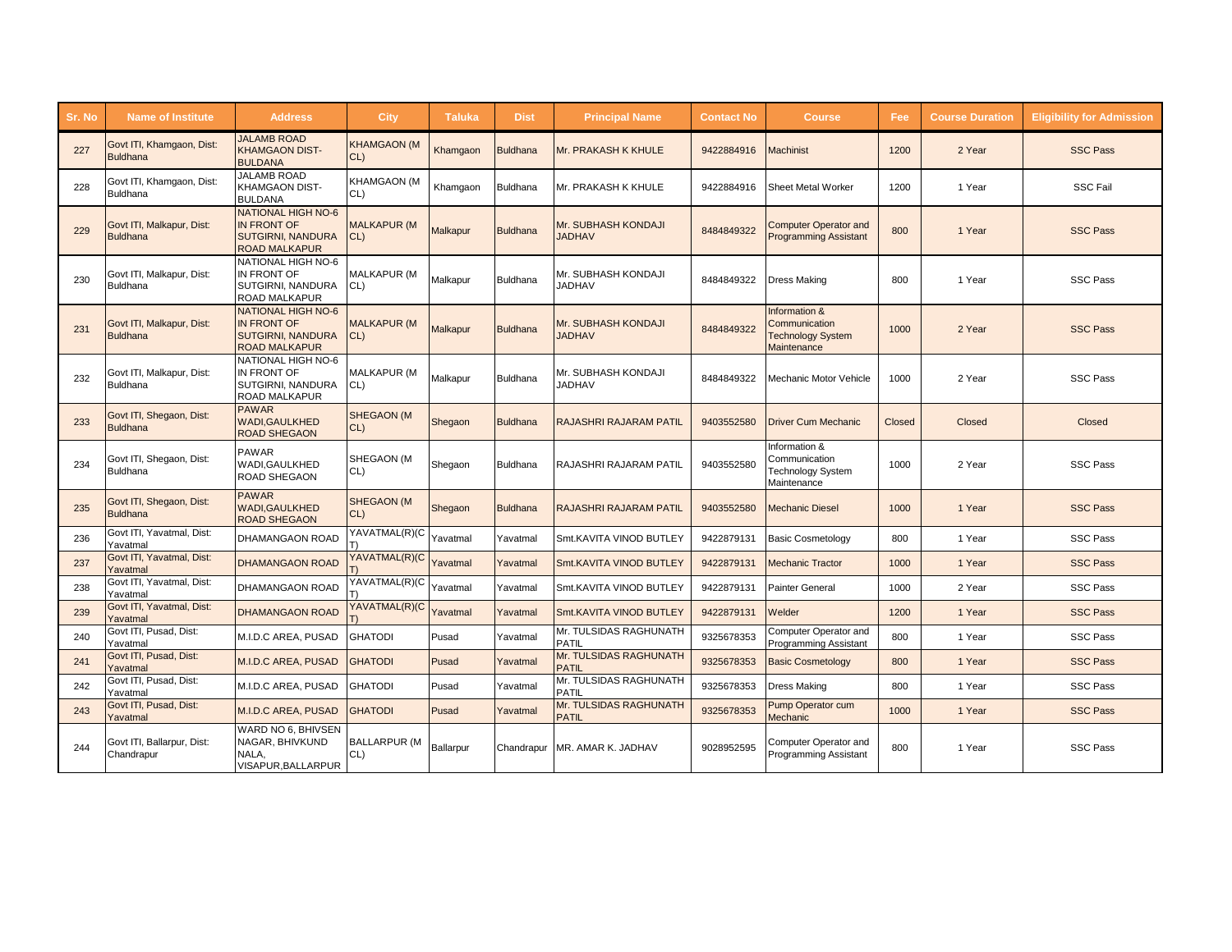| Sr. No | Name of Institute | Address | City | Taluka | Dist | Principal Name | Contact No | Course | Fee | Course Duration | Eligibility for Admission |
|---|---|---|---|---|---|---|---|---|---|---|---|
| 227 | Govt ITI, Khamgaon, Dist: Buldhana | JALAMB ROAD KHAMGAON DIST-BULDANA | KHAMGAON (M CL) | Khamgaon | Buldhana | Mr. PRAKASH K KHULE | 9422884916 | Machinist | 1200 | 2 Year | SSC Pass |
| 228 | Govt ITI, Khamgaon, Dist: Buldhana | JALAMB ROAD KHAMGAON DIST-BULDANA | KHAMGAON (M CL) | Khamgaon | Buldhana | Mr. PRAKASH K KHULE | 9422884916 | Sheet Metal Worker | 1200 | 1 Year | SSC Fail |
| 229 | Govt ITI, Malkapur, Dist: Buldhana | NATIONAL HIGH NO-6 IN FRONT OF SUTGIRNI, NANDURA ROAD MALKAPUR | MALKAPUR (M CL) | Malkapur | Buldhana | Mr. SUBHASH KONDAJI JADHAV | 8484849322 | Computer Operator and Programming Assistant | 800 | 1 Year | SSC Pass |
| 230 | Govt ITI, Malkapur, Dist: Buldhana | NATIONAL HIGH NO-6 IN FRONT OF SUTGIRNI, NANDURA ROAD MALKAPUR | MALKAPUR (M CL) | Malkapur | Buldhana | Mr. SUBHASH KONDAJI JADHAV | 8484849322 | Dress Making | 800 | 1 Year | SSC Pass |
| 231 | Govt ITI, Malkapur, Dist: Buldhana | NATIONAL HIGH NO-6 IN FRONT OF SUTGIRNI, NANDURA ROAD MALKAPUR | MALKAPUR (M CL) | Malkapur | Buldhana | Mr. SUBHASH KONDAJI JADHAV | 8484849322 | Information & Communication Technology System Maintenance | 1000 | 2 Year | SSC Pass |
| 232 | Govt ITI, Malkapur, Dist: Buldhana | NATIONAL HIGH NO-6 IN FRONT OF SUTGIRNI, NANDURA ROAD MALKAPUR | MALKAPUR (M CL) | Malkapur | Buldhana | Mr. SUBHASH KONDAJI JADHAV | 8484849322 | Mechanic Motor Vehicle | 1000 | 2 Year | SSC Pass |
| 233 | Govt ITI, Shegaon, Dist: Buldhana | PAWAR WADI,GAULKHED ROAD SHEGAON | SHEGAON (M CL) | Shegaon | Buldhana | RAJASHRI RAJARAM PATIL | 9403552580 | Driver Cum Mechanic | Closed | Closed | Closed |
| 234 | Govt ITI, Shegaon, Dist: Buldhana | PAWAR WADI,GAULKHED ROAD SHEGAON | SHEGAON (M CL) | Shegaon | Buldhana | RAJASHRI RAJARAM PATIL | 9403552580 | Information & Communication Technology System Maintenance | 1000 | 2 Year | SSC Pass |
| 235 | Govt ITI, Shegaon, Dist: Buldhana | PAWAR WADI,GAULKHED ROAD SHEGAON | SHEGAON (M CL) | Shegaon | Buldhana | RAJASHRI RAJARAM PATIL | 9403552580 | Mechanic Diesel | 1000 | 1 Year | SSC Pass |
| 236 | Govt ITI, Yavatmal, Dist: Yavatmal | DHAMANGAON ROAD | YAVATMAL(R)(CT) | Yavatmal | Yavatmal | Smt.KAVITA VINOD BUTLEY | 9422879131 | Basic Cosmetology | 800 | 1 Year | SSC Pass |
| 237 | Govt ITI, Yavatmal, Dist: Yavatmal | DHAMANGAON ROAD | YAVATMAL(R)(CT) | Yavatmal | Yavatmal | Smt.KAVITA VINOD BUTLEY | 9422879131 | Mechanic Tractor | 1000 | 1 Year | SSC Pass |
| 238 | Govt ITI, Yavatmal, Dist: Yavatmal | DHAMANGAON ROAD | YAVATMAL(R)(CT) | Yavatmal | Yavatmal | Smt.KAVITA VINOD BUTLEY | 9422879131 | Painter General | 1000 | 2 Year | SSC Pass |
| 239 | Govt ITI, Yavatmal, Dist: Yavatmal | DHAMANGAON ROAD | YAVATMAL(R)(CT) | Yavatmal | Yavatmal | Smt.KAVITA VINOD BUTLEY | 9422879131 | Welder | 1200 | 1 Year | SSC Pass |
| 240 | Govt ITI, Pusad, Dist: Yavatmal | M.I.D.C AREA, PUSAD | GHATODI | Pusad | Yavatmal | Mr. TULSIDAS RAGHUNATH PATIL | 9325678353 | Computer Operator and Programming Assistant | 800 | 1 Year | SSC Pass |
| 241 | Govt ITI, Pusad, Dist: Yavatmal | M.I.D.C AREA, PUSAD | GHATODI | Pusad | Yavatmal | Mr. TULSIDAS RAGHUNATH PATIL | 9325678353 | Basic Cosmetology | 800 | 1 Year | SSC Pass |
| 242 | Govt ITI, Pusad, Dist: Yavatmal | M.I.D.C AREA, PUSAD | GHATODI | Pusad | Yavatmal | Mr. TULSIDAS RAGHUNATH PATIL | 9325678353 | Dress Making | 800 | 1 Year | SSC Pass |
| 243 | Govt ITI, Pusad, Dist: Yavatmal | M.I.D.C AREA, PUSAD | GHATODI | Pusad | Yavatmal | Mr. TULSIDAS RAGHUNATH PATIL | 9325678353 | Pump Operator cum Mechanic | 1000 | 1 Year | SSC Pass |
| 244 | Govt ITI, Ballarpur, Dist: Chandrapur | WARD NO 6, BHIVSEN NAGAR, BHIVKUND NALA, VISAPUR,BALLARPUR | BALLARPUR (M CL) | Ballarpur | Chandrapur | MR. AMAR K. JADHAV | 9028952595 | Computer Operator and Programming Assistant | 800 | 1 Year | SSC Pass |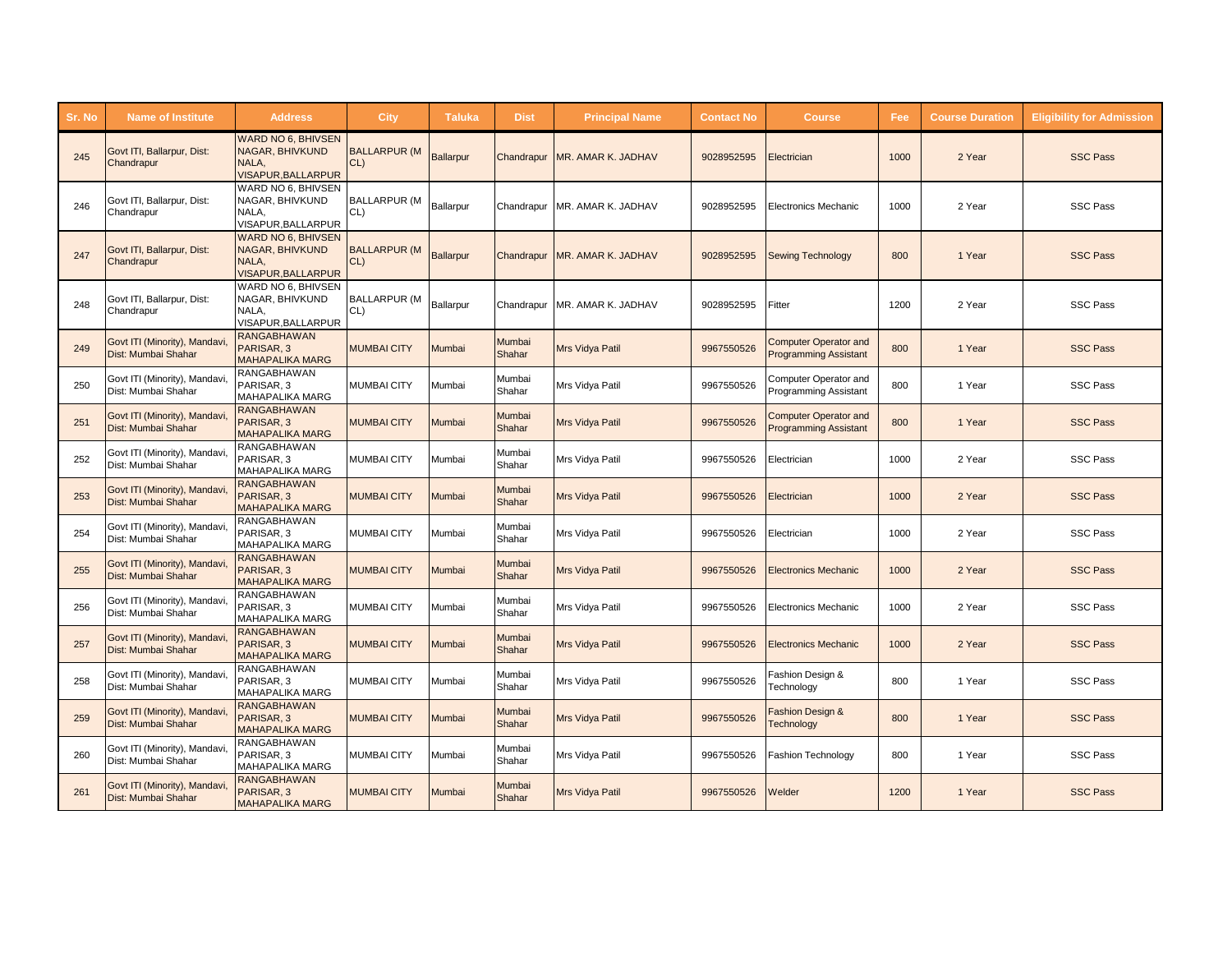| Sr. No | Name of Institute | Address | City | Taluka | Dist | Principal Name | Contact No | Course | Fee | Course Duration | Eligibility for Admission |
|---|---|---|---|---|---|---|---|---|---|---|---|
| 245 | Govt ITI, Ballarpur, Dist: Chandrapur | WARD NO 6, BHIVSEN NAGAR, BHIVKUND NALA, VISAPUR,BALLARPUR | BALLARPUR (M CL) | Ballarpur | Chandrapur | MR. AMAR K. JADHAV | 9028952595 | Electrician | 1000 | 2 Year | SSC Pass |
| 246 | Govt ITI, Ballarpur, Dist: Chandrapur | WARD NO 6, BHIVSEN NAGAR, BHIVKUND NALA, VISAPUR,BALLARPUR | BALLARPUR (M CL) | Ballarpur | Chandrapur | MR. AMAR K. JADHAV | 9028952595 | Electronics Mechanic | 1000 | 2 Year | SSC Pass |
| 247 | Govt ITI, Ballarpur, Dist: Chandrapur | WARD NO 6, BHIVSEN NAGAR, BHIVKUND NALA, VISAPUR,BALLARPUR | BALLARPUR (M CL) | Ballarpur | Chandrapur | MR. AMAR K. JADHAV | 9028952595 | Sewing Technology | 800 | 1 Year | SSC Pass |
| 248 | Govt ITI, Ballarpur, Dist: Chandrapur | WARD NO 6, BHIVSEN NAGAR, BHIVKUND NALA, VISAPUR,BALLARPUR | BALLARPUR (M CL) | Ballarpur | Chandrapur | MR. AMAR K. JADHAV | 9028952595 | Fitter | 1200 | 2 Year | SSC Pass |
| 249 | Govt ITI (Minority), Mandavi, Dist: Mumbai Shahar | RANGABHAWAN PARISAR, 3 MAHAPALIKA MARG | MUMBAI CITY | Mumbai | Mumbai Shahar | Mrs Vidya Patil | 9967550526 | Computer Operator and Programming Assistant | 800 | 1 Year | SSC Pass |
| 250 | Govt ITI (Minority), Mandavi, Dist: Mumbai Shahar | RANGABHAWAN PARISAR, 3 MAHAPALIKA MARG | MUMBAI CITY | Mumbai | Mumbai Shahar | Mrs Vidya Patil | 9967550526 | Computer Operator and Programming Assistant | 800 | 1 Year | SSC Pass |
| 251 | Govt ITI (Minority), Mandavi, Dist: Mumbai Shahar | RANGABHAWAN PARISAR, 3 MAHAPALIKA MARG | MUMBAI CITY | Mumbai | Mumbai Shahar | Mrs Vidya Patil | 9967550526 | Computer Operator and Programming Assistant | 800 | 1 Year | SSC Pass |
| 252 | Govt ITI (Minority), Mandavi, Dist: Mumbai Shahar | RANGABHAWAN PARISAR, 3 MAHAPALIKA MARG | MUMBAI CITY | Mumbai | Mumbai Shahar | Mrs Vidya Patil | 9967550526 | Electrician | 1000 | 2 Year | SSC Pass |
| 253 | Govt ITI (Minority), Mandavi, Dist: Mumbai Shahar | RANGABHAWAN PARISAR, 3 MAHAPALIKA MARG | MUMBAI CITY | Mumbai | Mumbai Shahar | Mrs Vidya Patil | 9967550526 | Electrician | 1000 | 2 Year | SSC Pass |
| 254 | Govt ITI (Minority), Mandavi, Dist: Mumbai Shahar | RANGABHAWAN PARISAR, 3 MAHAPALIKA MARG | MUMBAI CITY | Mumbai | Mumbai Shahar | Mrs Vidya Patil | 9967550526 | Electrician | 1000 | 2 Year | SSC Pass |
| 255 | Govt ITI (Minority), Mandavi, Dist: Mumbai Shahar | RANGABHAWAN PARISAR, 3 MAHAPALIKA MARG | MUMBAI CITY | Mumbai | Mumbai Shahar | Mrs Vidya Patil | 9967550526 | Electronics Mechanic | 1000 | 2 Year | SSC Pass |
| 256 | Govt ITI (Minority), Mandavi, Dist: Mumbai Shahar | RANGABHAWAN PARISAR, 3 MAHAPALIKA MARG | MUMBAI CITY | Mumbai | Mumbai Shahar | Mrs Vidya Patil | 9967550526 | Electronics Mechanic | 1000 | 2 Year | SSC Pass |
| 257 | Govt ITI (Minority), Mandavi, Dist: Mumbai Shahar | RANGABHAWAN PARISAR, 3 MAHAPALIKA MARG | MUMBAI CITY | Mumbai | Mumbai Shahar | Mrs Vidya Patil | 9967550526 | Electronics Mechanic | 1000 | 2 Year | SSC Pass |
| 258 | Govt ITI (Minority), Mandavi, Dist: Mumbai Shahar | RANGABHAWAN PARISAR, 3 MAHAPALIKA MARG | MUMBAI CITY | Mumbai | Mumbai Shahar | Mrs Vidya Patil | 9967550526 | Fashion Design & Technology | 800 | 1 Year | SSC Pass |
| 259 | Govt ITI (Minority), Mandavi, Dist: Mumbai Shahar | RANGABHAWAN PARISAR, 3 MAHAPALIKA MARG | MUMBAI CITY | Mumbai | Mumbai Shahar | Mrs Vidya Patil | 9967550526 | Fashion Design & Technology | 800 | 1 Year | SSC Pass |
| 260 | Govt ITI (Minority), Mandavi, Dist: Mumbai Shahar | RANGABHAWAN PARISAR, 3 MAHAPALIKA MARG | MUMBAI CITY | Mumbai | Mumbai Shahar | Mrs Vidya Patil | 9967550526 | Fashion Technology | 800 | 1 Year | SSC Pass |
| 261 | Govt ITI (Minority), Mandavi, Dist: Mumbai Shahar | RANGABHAWAN PARISAR, 3 MAHAPALIKA MARG | MUMBAI CITY | Mumbai | Mumbai Shahar | Mrs Vidya Patil | 9967550526 | Welder | 1200 | 1 Year | SSC Pass |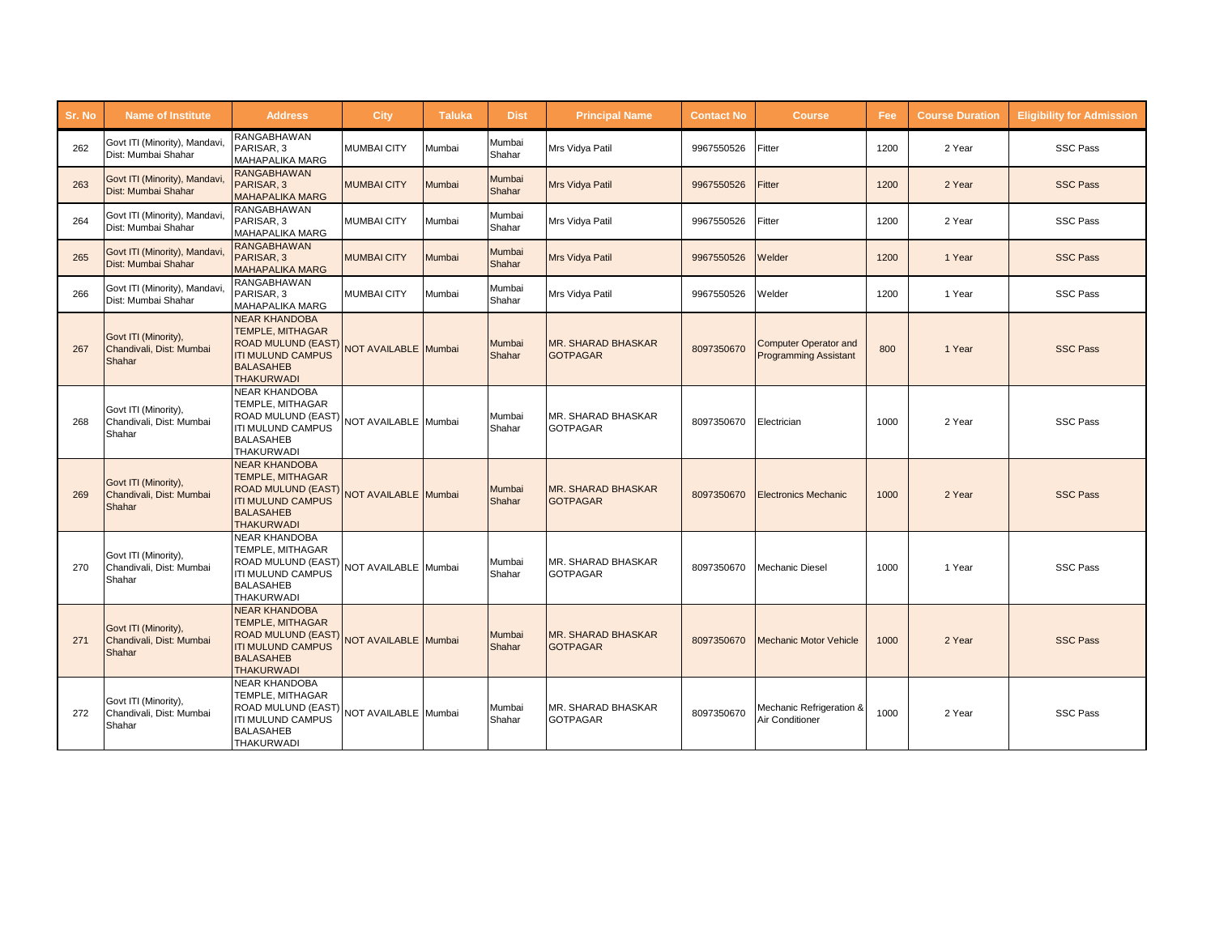| Sr. No | Name of Institute | Address | City | Taluka | Dist | Principal Name | Contact No | Course | Fee | Course Duration | Eligibility for Admission |
|---|---|---|---|---|---|---|---|---|---|---|---|
| 262 | Govt ITI (Minority), Mandavi, Dist: Mumbai Shahar | RANGABHAWAN PARISAR, 3 MAHAPALIKA MARG | MUMBAI CITY | Mumbai | Mumbai Shahar | Mrs Vidya Patil | 9967550526 | Fitter | 1200 | 2 Year | SSC Pass |
| 263 | Govt ITI (Minority), Mandavi, Dist: Mumbai Shahar | RANGABHAWAN PARISAR, 3 MAHAPALIKA MARG | MUMBAI CITY | Mumbai | Mumbai Shahar | Mrs Vidya Patil | 9967550526 | Fitter | 1200 | 2 Year | SSC Pass |
| 264 | Govt ITI (Minority), Mandavi, Dist: Mumbai Shahar | RANGABHAWAN PARISAR, 3 MAHAPALIKA MARG | MUMBAI CITY | Mumbai | Mumbai Shahar | Mrs Vidya Patil | 9967550526 | Fitter | 1200 | 2 Year | SSC Pass |
| 265 | Govt ITI (Minority), Mandavi, Dist: Mumbai Shahar | RANGABHAWAN PARISAR, 3 MAHAPALIKA MARG | MUMBAI CITY | Mumbai | Mumbai Shahar | Mrs Vidya Patil | 9967550526 | Welder | 1200 | 1 Year | SSC Pass |
| 266 | Govt ITI (Minority), Mandavi, Dist: Mumbai Shahar | RANGABHAWAN PARISAR, 3 MAHAPALIKA MARG | MUMBAI CITY | Mumbai | Mumbai Shahar | Mrs Vidya Patil | 9967550526 | Welder | 1200 | 1 Year | SSC Pass |
| 267 | Govt ITI (Minority), Chandivali, Dist: Mumbai Shahar | NEAR KHANDOBA TEMPLE, MITHAGAR ROAD MULUND (EAST) ITI MULUND CAMPUS BALASAHEB THAKURWADI | NOT AVAILABLE | Mumbai | Mumbai Shahar | MR. SHARAD BHASKAR GOTPAGAR | 8097350670 | Computer Operator and Programming Assistant | 800 | 1 Year | SSC Pass |
| 268 | Govt ITI (Minority), Chandivali, Dist: Mumbai Shahar | NEAR KHANDOBA TEMPLE, MITHAGAR ROAD MULUND (EAST) ITI MULUND CAMPUS BALASAHEB THAKURWADI | NOT AVAILABLE | Mumbai | Mumbai Shahar | MR. SHARAD BHASKAR GOTPAGAR | 8097350670 | Electrician | 1000 | 2 Year | SSC Pass |
| 269 | Govt ITI (Minority), Chandivali, Dist: Mumbai Shahar | NEAR KHANDOBA TEMPLE, MITHAGAR ROAD MULUND (EAST) ITI MULUND CAMPUS BALASAHEB THAKURWADI | NOT AVAILABLE | Mumbai | Mumbai Shahar | MR. SHARAD BHASKAR GOTPAGAR | 8097350670 | Electronics Mechanic | 1000 | 2 Year | SSC Pass |
| 270 | Govt ITI (Minority), Chandivali, Dist: Mumbai Shahar | NEAR KHANDOBA TEMPLE, MITHAGAR ROAD MULUND (EAST) ITI MULUND CAMPUS BALASAHEB THAKURWADI | NOT AVAILABLE | Mumbai | Mumbai Shahar | MR. SHARAD BHASKAR GOTPAGAR | 8097350670 | Mechanic Diesel | 1000 | 1 Year | SSC Pass |
| 271 | Govt ITI (Minority), Chandivali, Dist: Mumbai Shahar | NEAR KHANDOBA TEMPLE, MITHAGAR ROAD MULUND (EAST) ITI MULUND CAMPUS BALASAHEB THAKURWADI | NOT AVAILABLE | Mumbai | Mumbai Shahar | MR. SHARAD BHASKAR GOTPAGAR | 8097350670 | Mechanic Motor Vehicle | 1000 | 2 Year | SSC Pass |
| 272 | Govt ITI (Minority), Chandivali, Dist: Mumbai Shahar | NEAR KHANDOBA TEMPLE, MITHAGAR ROAD MULUND (EAST) ITI MULUND CAMPUS BALASAHEB THAKURWADI | NOT AVAILABLE | Mumbai | Mumbai Shahar | MR. SHARAD BHASKAR GOTPAGAR | 8097350670 | Mechanic Refrigeration & Air Conditioner | 1000 | 2 Year | SSC Pass |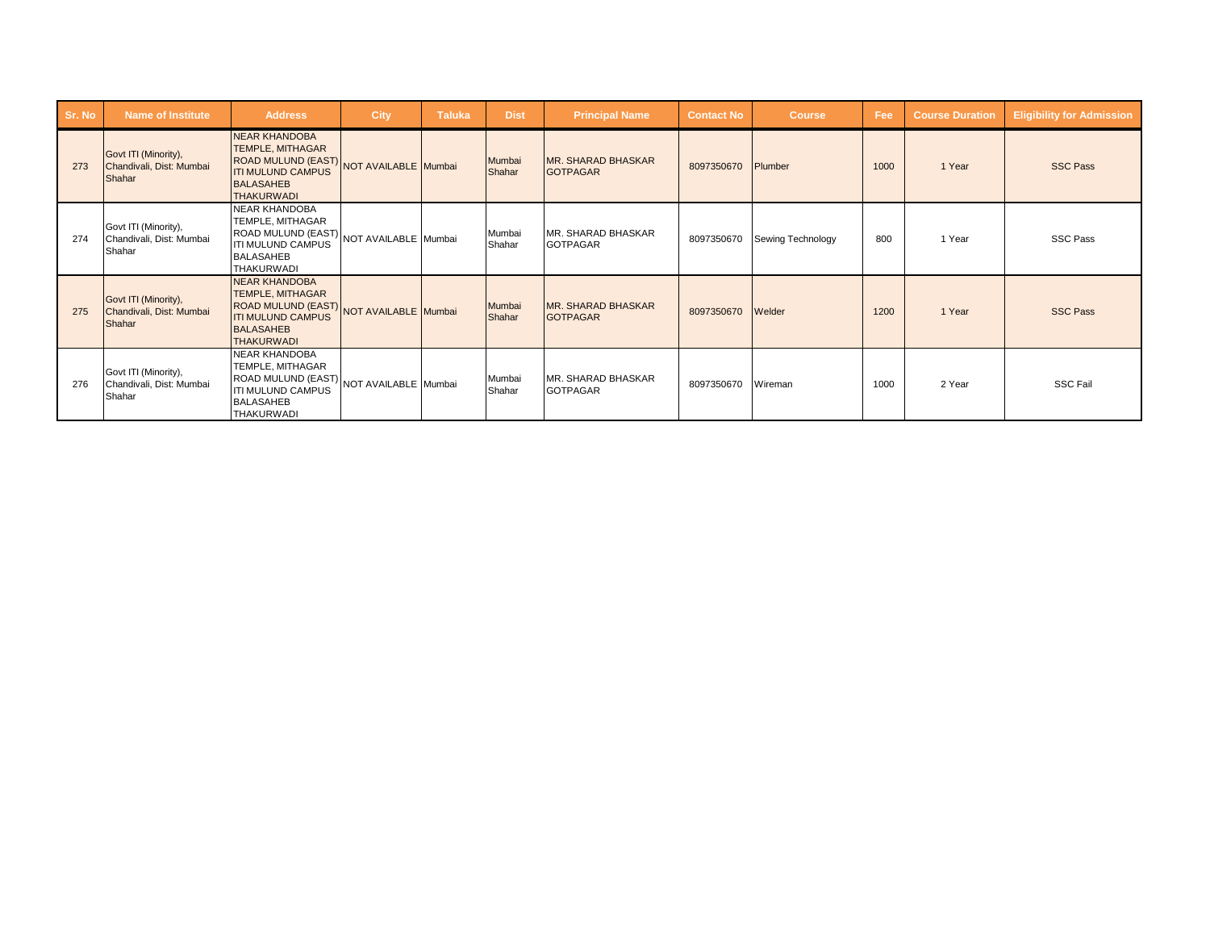| Sr. No | Name of Institute | Address | City | Taluka | Dist | Principal Name | Contact No | Course | Fee | Course Duration | Eligibility for Admission |
|---|---|---|---|---|---|---|---|---|---|---|---|
| 273 | Govt ITI (Minority), Chandivali, Dist: Mumbai Shahar | NEAR KHANDOBA TEMPLE, MITHAGAR ROAD MULUND (EAST) ITI MULUND CAMPUS BALASAHEB THAKURWADI | NOT AVAILABLE | Mumbai | Mumbai Shahar | MR. SHARAD BHASKAR GOTPAGAR | 8097350670 | Plumber | 1000 | 1 Year | SSC Pass |
| 274 | Govt ITI (Minority), Chandivali, Dist: Mumbai Shahar | NEAR KHANDOBA TEMPLE, MITHAGAR ROAD MULUND (EAST) ITI MULUND CAMPUS BALASAHEB THAKURWADI | NOT AVAILABLE | Mumbai | Mumbai Shahar | MR. SHARAD BHASKAR GOTPAGAR | 8097350670 | Sewing Technology | 800 | 1 Year | SSC Pass |
| 275 | Govt ITI (Minority), Chandivali, Dist: Mumbai Shahar | NEAR KHANDOBA TEMPLE, MITHAGAR ROAD MULUND (EAST) ITI MULUND CAMPUS BALASAHEB THAKURWADI | NOT AVAILABLE | Mumbai | Mumbai Shahar | MR. SHARAD BHASKAR GOTPAGAR | 8097350670 | Welder | 1200 | 1 Year | SSC Pass |
| 276 | Govt ITI (Minority), Chandivali, Dist: Mumbai Shahar | NEAR KHANDOBA TEMPLE, MITHAGAR ROAD MULUND (EAST) ITI MULUND CAMPUS BALASAHEB THAKURWADI | NOT AVAILABLE | Mumbai | Mumbai Shahar | MR. SHARAD BHASKAR GOTPAGAR | 8097350670 | Wireman | 1000 | 2 Year | SSC Fail |